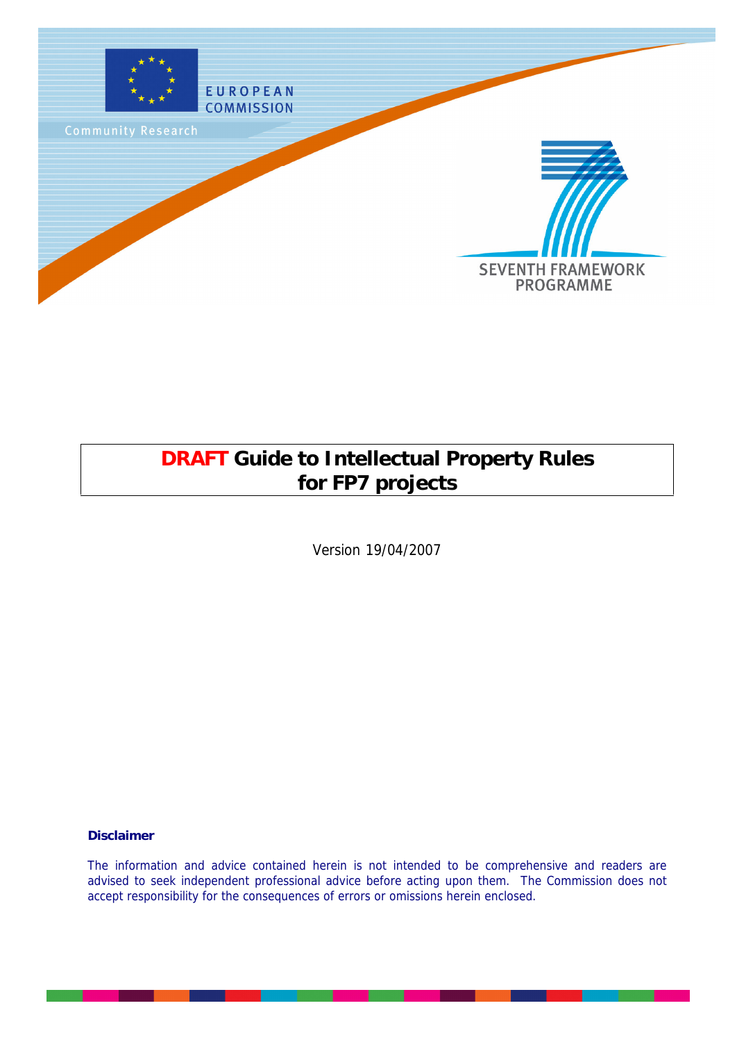EUROPEAN COMMISSION

Community Research

SEVENTH FRAMEWORK PROGRAMME

# DRAFT Guide to Intellectual Property Rules for FP7 projects

Version 19/04/2007

**Disclaimer**

The information and advice contained herein is not intended to be comprehensive and readers are advised to seek independent professional advice before acting upon them. The Commission does not accept responsibility for the consequences of errors or omissions herein enclosed.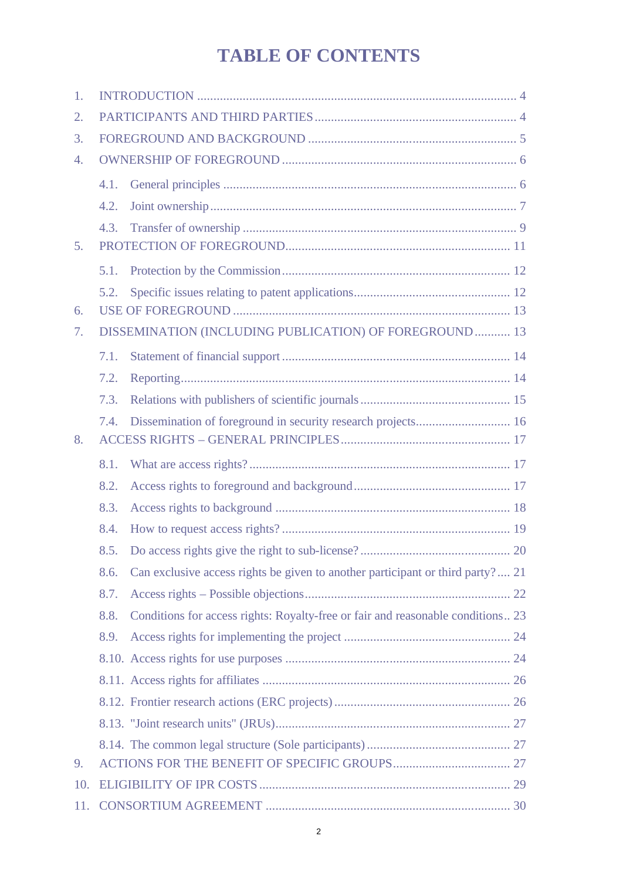# TABLE OF CONTENTS

1. INTRODUCTION .................................................................................................. 4
2. PARTICIPANTS AND THIRD PARTIES ............................................................. 4
3. FOREGROUND AND BACKGROUND ................................................................ 5
4. OWNERSHIP OF FOREGROUND ........................................................................ 6
   - 4.1. General principles .......................................................................................... 6
   - 4.2. Joint ownership ............................................................................................... 7
   - 4.3. Transfer of ownership ..................................................................................... 9
5. PROTECTION OF FOREGROUND..................................................................... 11
   - 5.1. Protection by the Commission ...................................................................... 12
   - 5.2. Specific issues relating to patent applications ................................................ 12
6. USE OF FOREGROUND ..................................................................................... 13
7. DISSEMINATION (INCLUDING PUBLICATION) OF FOREGROUND ........... 13
   - 7.1. Statement of financial support ...................................................................... 14
   - 7.2. Reporting........................................................................................................ 14
   - 7.3. Relations with publishers of scientific journals .............................................. 15
   - 7.4. Dissemination of foreground in security research projects............................. 16
8. ACCESS RIGHTS – GENERAL PRINCIPLES .................................................... 17
   - 8.1. What are access rights? ................................................................................. 17
   - 8.2. Access rights to foreground and background ................................................ 17
   - 8.3. Access rights to background ........................................................................ 18
   - 8.4. How to request access rights? ....................................................................... 19
   - 8.5. Do access rights give the right to sub-license? .............................................. 20
   - 8.6. Can exclusive access rights be given to another participant or third party? .... 21
   - 8.7. Access rights – Possible objections ................................................................ 22
   - 8.8. Conditions for access rights: Royalty-free or fair and reasonable conditions.. 23
   - 8.9. Access rights for implementing the project ................................................... 24
   - 8.10. Access rights for use purposes ..................................................................... 24
   - 8.11. Access rights for affiliates ............................................................................ 26
   - 8.12. Frontier research actions (ERC projects) ...................................................... 26
   - 8.13. "Joint research units" (JRUs)........................................................................ 27
   - 8.14. The common legal structure (Sole participants) ............................................ 27
9. ACTIONS FOR THE BENEFIT OF SPECIFIC GROUPS..................................... 27
10. ELIGIBILITY OF IPR COSTS ............................................................................. 29
11. CONSORTIUM AGREEMENT ........................................................................... 30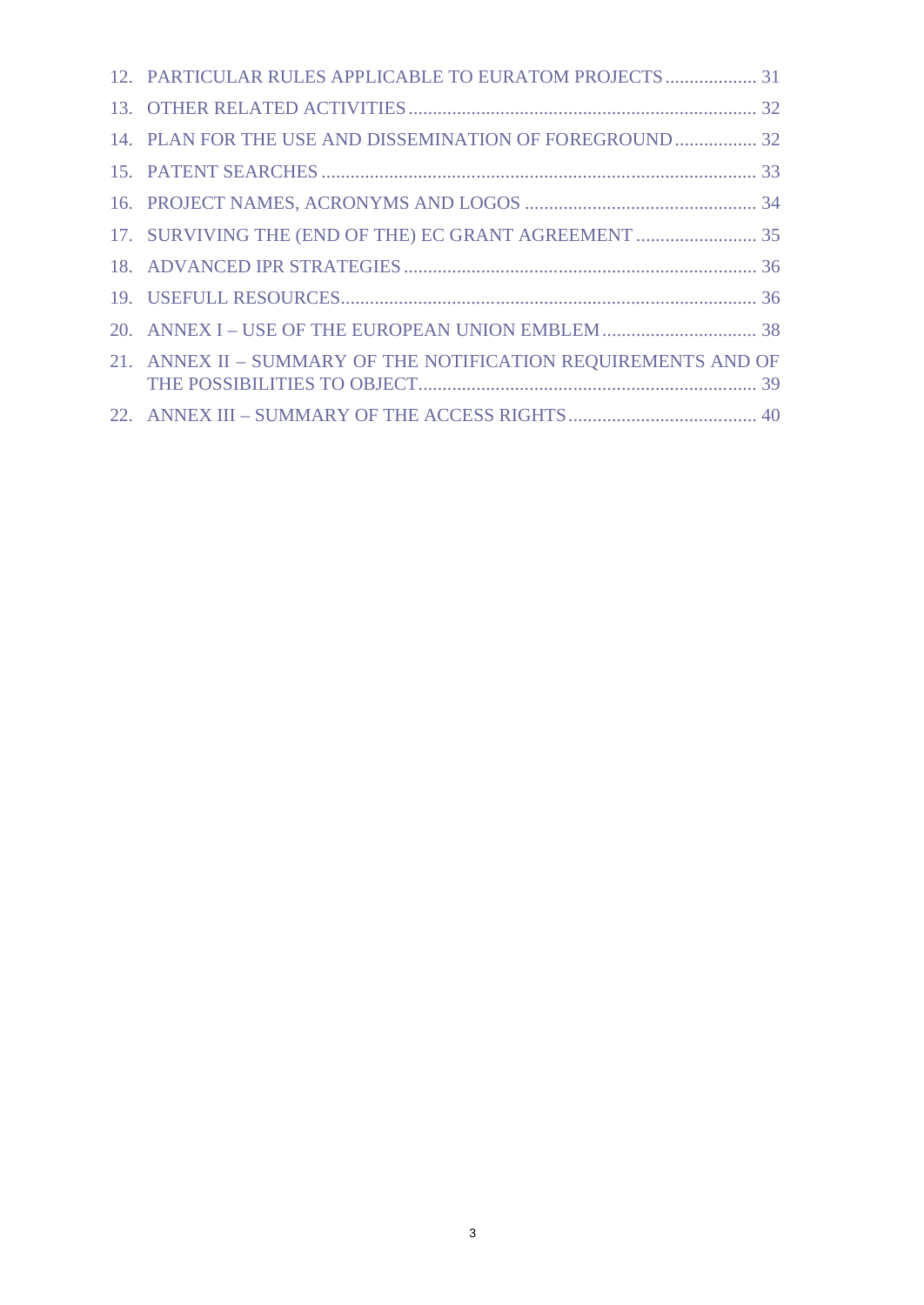12. PARTICULAR RULES APPLICABLE TO EURATOM PROJECTS .................. 31
13. OTHER RELATED ACTIVITIES ........................................................................ 32
14. PLAN FOR THE USE AND DISSEMINATION OF FOREGROUND ................ 32
15. PATENT SEARCHES .......................................................................................... 33
16. PROJECT NAMES, ACRONYMS AND LOGOS ................................................ 34
17. SURVIVING THE (END OF THE) EC GRANT AGREEMENT ......................... 35
18. ADVANCED IPR STRATEGIES ........................................................................ 36
19. USEFULL RESOURCES...................................................................................... 36
20. ANNEX I – USE OF THE EUROPEAN UNION EMBLEM ................................ 38
21. ANNEX II – SUMMARY OF THE NOTIFICATION REQUIREMENTS AND OF THE POSSIBILITIES TO OBJECT...................................................................... 39
22. ANNEX III – SUMMARY OF THE ACCESS RIGHTS ....................................... 40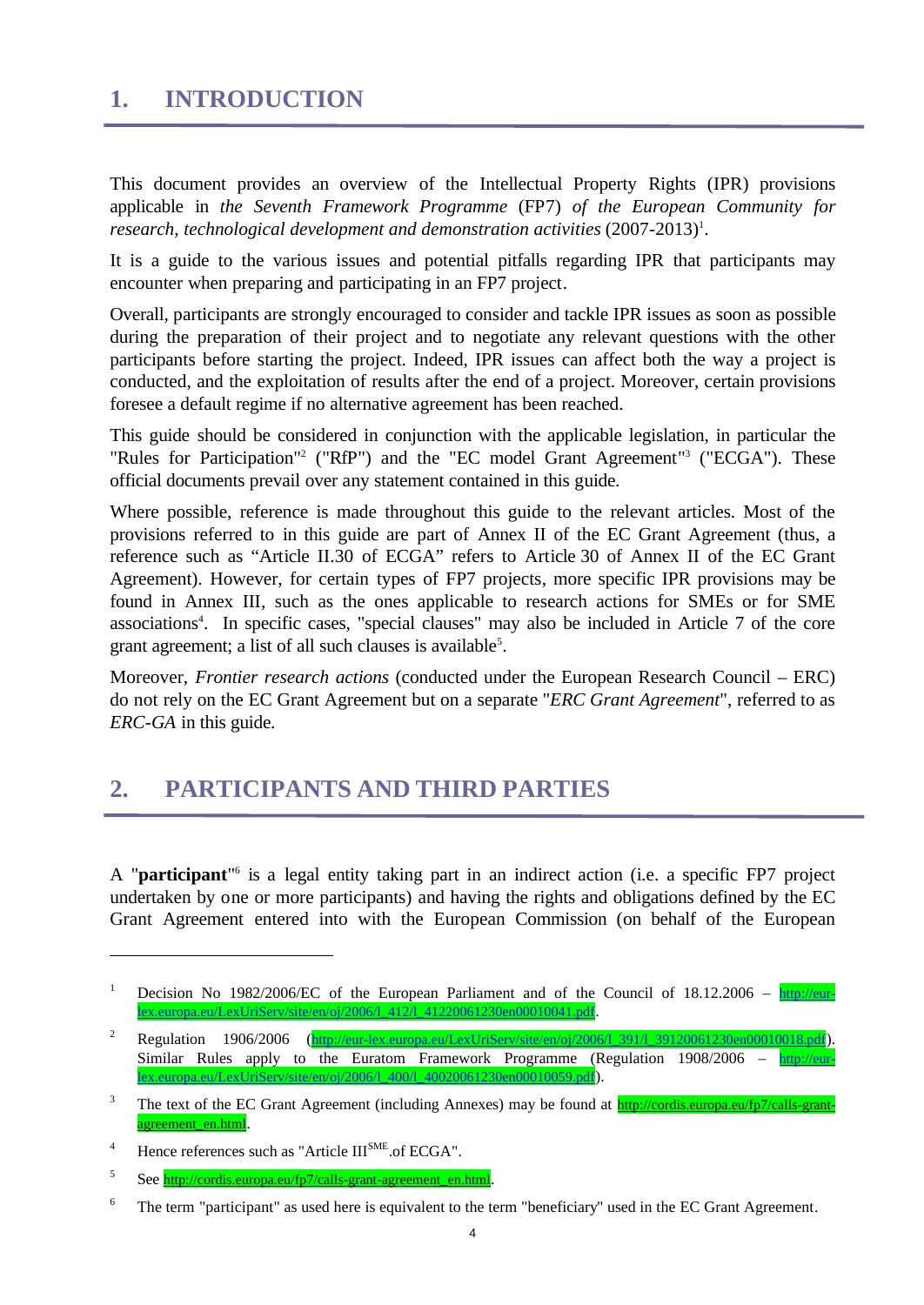# 1. INTRODUCTION

This document provides an overview of the Intellectual Property Rights (IPR) provisions applicable in *the Seventh Framework Programme* (FP7) *of the European Community for research, technological development and demonstration activities* (2007-2013)[1].

It is a guide to the various issues and potential pitfalls regarding IPR that participants may encounter when preparing and participating in an FP7 project.

Overall, participants are strongly encouraged to consider and tackle IPR issues as soon as possible during the preparation of their project and to negotiate any relevant questions with the other participants before starting the project. Indeed, IPR issues can affect both the way a project is conducted, and the exploitation of results after the end of a project. Moreover, certain provisions foresee a default regime if no alternative agreement has been reached.

This guide should be considered in conjunction with the applicable legislation, in particular the "Rules for Participation"[2] ("RfP") and the "EC model Grant Agreement"[3] ("ECGA"). These official documents prevail over any statement contained in this guide.

Where possible, reference is made throughout this guide to the relevant articles. Most of the provisions referred to in this guide are part of Annex II of the EC Grant Agreement (thus, a reference such as "Article II.30 of ECGA" refers to Article 30 of Annex II of the EC Grant Agreement). However, for certain types of FP7 projects, more specific IPR provisions may be found in Annex III, such as the ones applicable to research actions for SMEs or for SME associations[4]. In specific cases, "special clauses" may also be included in Article 7 of the core grant agreement; a list of all such clauses is available[5].

Moreover, *Frontier research actions* (conducted under the European Research Council – ERC) do not rely on the EC Grant Agreement but on a separate "*ERC Grant Agreement*", referred to as *ERC-GA* in this guide.

# 2. PARTICIPANTS AND THIRD PARTIES

A "**participant**"[6] is a legal entity taking part in an indirect action (i.e. a specific FP7 project undertaken by one or more participants) and having the rights and obligations defined by the EC Grant Agreement entered into with the European Commission (on behalf of the European

---

[1] Decision No 1982/2006/EC of the European Parliament and of the Council of 18.12.2006 – http://eur-lex.europa.eu/LexUriServ/site/en/oj/2006/l_412/l_41220061230en00010041.pdf.

[2] Regulation 1906/2006 (http://eur-lex.europa.eu/LexUriServ/site/en/oj/2006/l_391/l_39120061230en00010018.pdf). Similar Rules apply to the Euratom Framework Programme (Regulation 1908/2006 – http://eur-lex.europa.eu/LexUriServ/site/en/oj/2006/l_400/l_40020061230en00010059.pdf).

[3] The text of the EC Grant Agreement (including Annexes) may be found at http://cordis.europa.eu/fp7/calls-grant-agreement_en.html.

[4] Hence references such as "Article III$^{SME}$.of ECGA".

[5] See http://cordis.europa.eu/fp7/calls-grant-agreement_en.html.

[6] The term "participant" as used here is equivalent to the term "beneficiary" used in the EC Grant Agreement.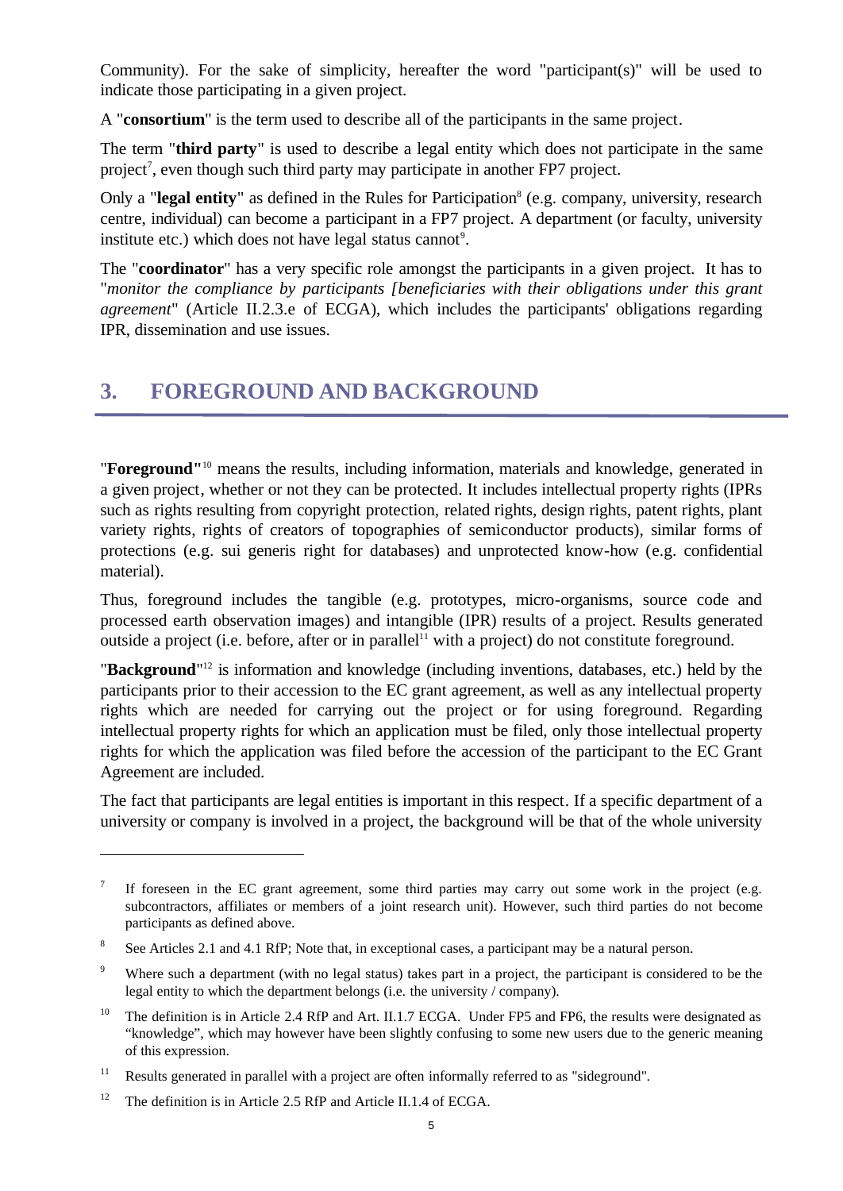Community). For the sake of simplicity, hereafter the word "participant(s)" will be used to indicate those participating in a given project.

A "**consortium**" is the term used to describe all of the participants in the same project.

The term "**third party**" is used to describe a legal entity which does not participate in the same project[7], even though such third party may participate in another FP7 project.

Only a "**legal entity**" as defined in the Rules for Participation[8] (e.g. company, university, research centre, individual) can become a participant in a FP7 project. A department (or faculty, university institute etc.) which does not have legal status cannot[9].

The "**coordinator**" has a very specific role amongst the participants in a given project. It has to "*monitor the compliance by participants [beneficiaries with their obligations under this grant agreement*" (Article II.2.3.e of ECGA), which includes the participants' obligations regarding IPR, dissemination and use issues.

## 3. FOREGROUND AND BACKGROUND

"**Foreground"**[10] means the results, including information, materials and knowledge, generated in a given project, whether or not they can be protected. It includes intellectual property rights (IPRs such as rights resulting from copyright protection, related rights, design rights, patent rights, plant variety rights, rights of creators of topographies of semiconductor products), similar forms of protections (e.g. sui generis right for databases) and unprotected know-how (e.g. confidential material).

Thus, foreground includes the tangible (e.g. prototypes, micro-organisms, source code and processed earth observation images) and intangible (IPR) results of a project. Results generated outside a project (i.e. before, after or in parallel[11] with a project) do not constitute foreground.

"**Background**"[12] is information and knowledge (including inventions, databases, etc.) held by the participants prior to their accession to the EC grant agreement, as well as any intellectual property rights which are needed for carrying out the project or for using foreground. Regarding intellectual property rights for which an application must be filed, only those intellectual property rights for which the application was filed before the accession of the participant to the EC Grant Agreement are included.

The fact that participants are legal entities is important in this respect. If a specific department of a university or company is involved in a project, the background will be that of the whole university

---

[7] If foreseen in the EC grant agreement, some third parties may carry out some work in the project (e.g. subcontractors, affiliates or members of a joint research unit). However, such third parties do not become participants as defined above.

[8] See Articles 2.1 and 4.1 RfP; Note that, in exceptional cases, a participant may be a natural person.

[9] Where such a department (with no legal status) takes part in a project, the participant is considered to be the legal entity to which the department belongs (i.e. the university / company).

[10] The definition is in Article 2.4 RfP and Art. II.1.7 ECGA. Under FP5 and FP6, the results were designated as "knowledge", which may however have been slightly confusing to some new users due to the generic meaning of this expression.

[11] Results generated in parallel with a project are often informally referred to as "sideground".

[12] The definition is in Article 2.5 RfP and Article II.1.4 of ECGA.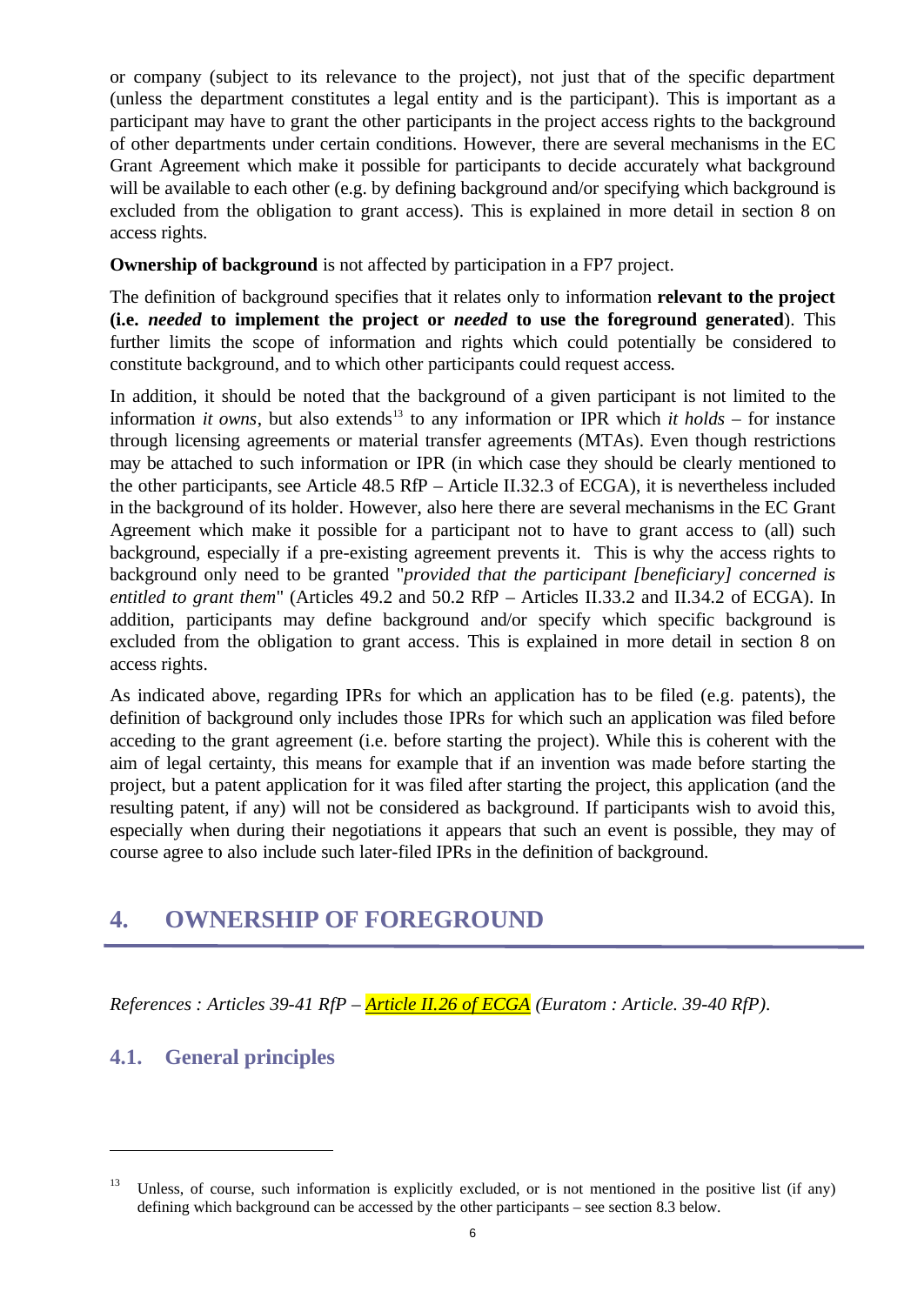or company (subject to its relevance to the project), not just that of the specific department (unless the department constitutes a legal entity and is the participant). This is important as a participant may have to grant the other participants in the project access rights to the background of other departments under certain conditions. However, there are several mechanisms in the EC Grant Agreement which make it possible for participants to decide accurately what background will be available to each other (e.g. by defining background and/or specifying which background is excluded from the obligation to grant access). This is explained in more detail in section 8 on access rights.

**Ownership of background** is not affected by participation in a FP7 project.

The definition of background specifies that it relates only to information **relevant to the project (i.e. *needed* to implement the project or *needed* to use the foreground generated**). This further limits the scope of information and rights which could potentially be considered to constitute background, and to which other participants could request access.

In addition, it should be noted that the background of a given participant is not limited to the information *it owns*, but also extends[13] to any information or IPR which *it holds* – for instance through licensing agreements or material transfer agreements (MTAs). Even though restrictions may be attached to such information or IPR (in which case they should be clearly mentioned to the other participants, see Article 48.5 RfP – Article II.32.3 of ECGA), it is nevertheless included in the background of its holder. However, also here there are several mechanisms in the EC Grant Agreement which make it possible for a participant not to have to grant access to (all) such background, especially if a pre-existing agreement prevents it. This is why the access rights to background only need to be granted "*provided that the participant [beneficiary] concerned is entitled to grant them*" (Articles 49.2 and 50.2 RfP – Articles II.33.2 and II.34.2 of ECGA). In addition, participants may define background and/or specify which specific background is excluded from the obligation to grant access. This is explained in more detail in section 8 on access rights.

As indicated above, regarding IPRs for which an application has to be filed (e.g. patents), the definition of background only includes those IPRs for which such an application was filed before acceding to the grant agreement (i.e. before starting the project). While this is coherent with the aim of legal certainty, this means for example that if an invention was made before starting the project, but a patent application for it was filed after starting the project, this application (and the resulting patent, if any) will not be considered as background. If participants wish to avoid this, especially when during their negotiations it appears that such an event is possible, they may of course agree to also include such later-filed IPRs in the definition of background.

# 4. OWNERSHIP OF FOREGROUND

*References : Articles 39-41 RfP – Article II.26 of ECGA (Euratom : Article. 39-40 RfP).*

## 4.1. General principles

[13] Unless, of course, such information is explicitly excluded, or is not mentioned in the positive list (if any) defining which background can be accessed by the other participants – see section 8.3 below.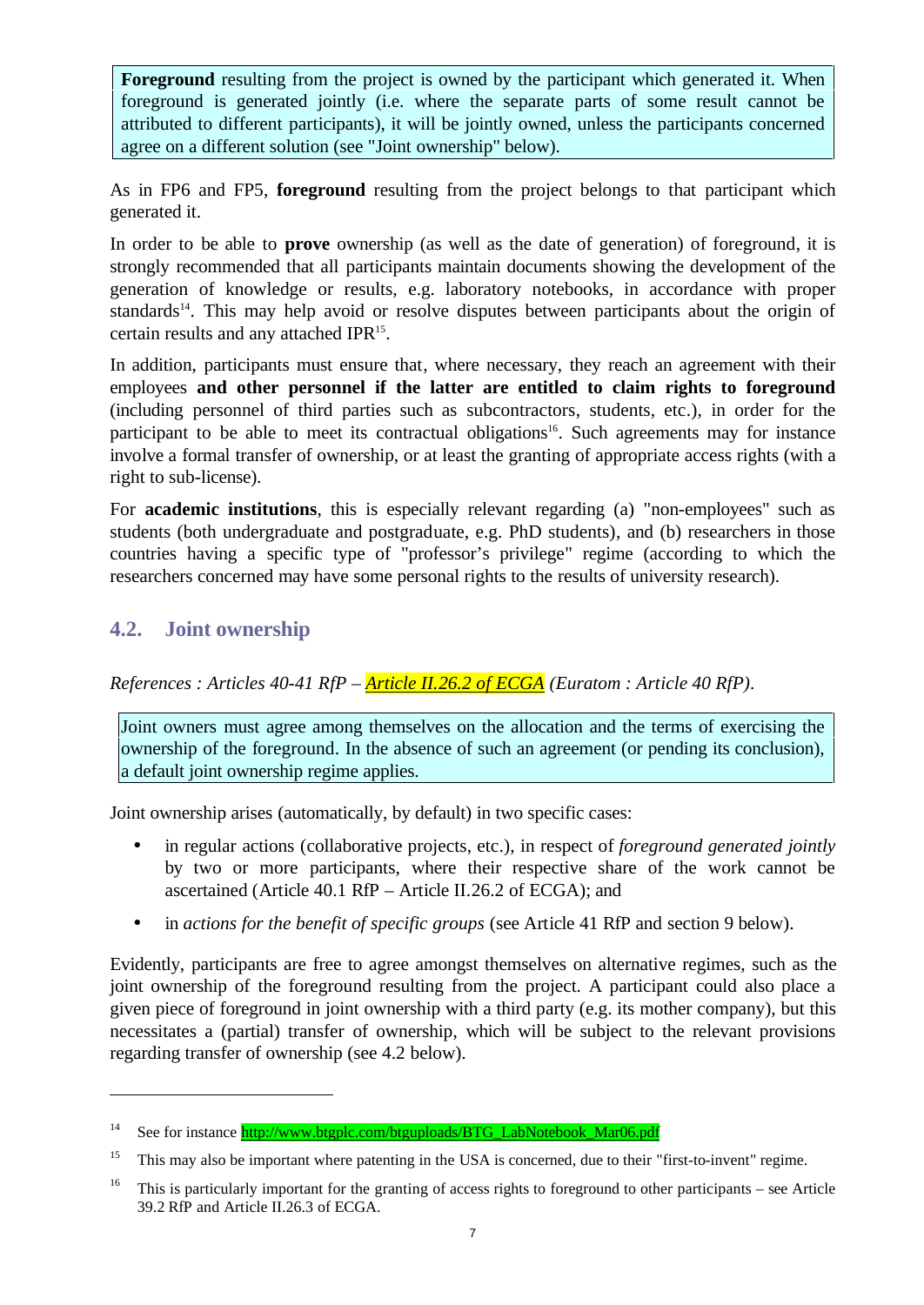> **Foreground** resulting from the project is owned by the participant which generated it. When foreground is generated jointly (i.e. where the separate parts of some result cannot be attributed to different participants), it will be jointly owned, unless the participants concerned agree on a different solution (see "Joint ownership" below).

As in FP6 and FP5, **foreground** resulting from the project belongs to that participant which generated it.

In order to be able to **prove** ownership (as well as the date of generation) of foreground, it is strongly recommended that all participants maintain documents showing the development of the generation of knowledge or results, e.g. laboratory notebooks, in accordance with proper standards[14]. This may help avoid or resolve disputes between participants about the origin of certain results and any attached IPR[15].

In addition, participants must ensure that, where necessary, they reach an agreement with their employees **and other personnel if the latter are entitled to claim rights to foreground** (including personnel of third parties such as subcontractors, students, etc.), in order for the participant to be able to meet its contractual obligations[16]. Such agreements may for instance involve a formal transfer of ownership, or at least the granting of appropriate access rights (with a right to sub-license).

For **academic institutions**, this is especially relevant regarding (a) "non-employees" such as students (both undergraduate and postgraduate, e.g. PhD students), and (b) researchers in those countries having a specific type of "professor's privilege" regime (according to which the researchers concerned may have some personal rights to the results of university research).

## 4.2. Joint ownership

*References : Articles 40-41 RfP – Article II.26.2 of ECGA (Euratom : Article 40 RfP).*

> Joint owners must agree among themselves on the allocation and the terms of exercising the ownership of the foreground. In the absence of such an agreement (or pending its conclusion), a default joint ownership regime applies.

Joint ownership arises (automatically, by default) in two specific cases:

- in regular actions (collaborative projects, etc.), in respect of *foreground generated jointly* by two or more participants, where their respective share of the work cannot be ascertained (Article 40.1 RfP – Article II.26.2 of ECGA); and
- in *actions for the benefit of specific groups* (see Article 41 RfP and section 9 below).

Evidently, participants are free to agree amongst themselves on alternative regimes, such as the joint ownership of the foreground resulting from the project. A participant could also place a given piece of foreground in joint ownership with a third party (e.g. its mother company), but this necessitates a (partial) transfer of ownership, which will be subject to the relevant provisions regarding transfer of ownership (see 4.2 below).

---

[14] See for instance http://www.btgplc.com/btguploads/BTG_LabNotebook_Mar06.pdf

[15] This may also be important where patenting in the USA is concerned, due to their "first-to-invent" regime.

[16] This is particularly important for the granting of access rights to foreground to other participants – see Article 39.2 RfP and Article II.26.3 of ECGA.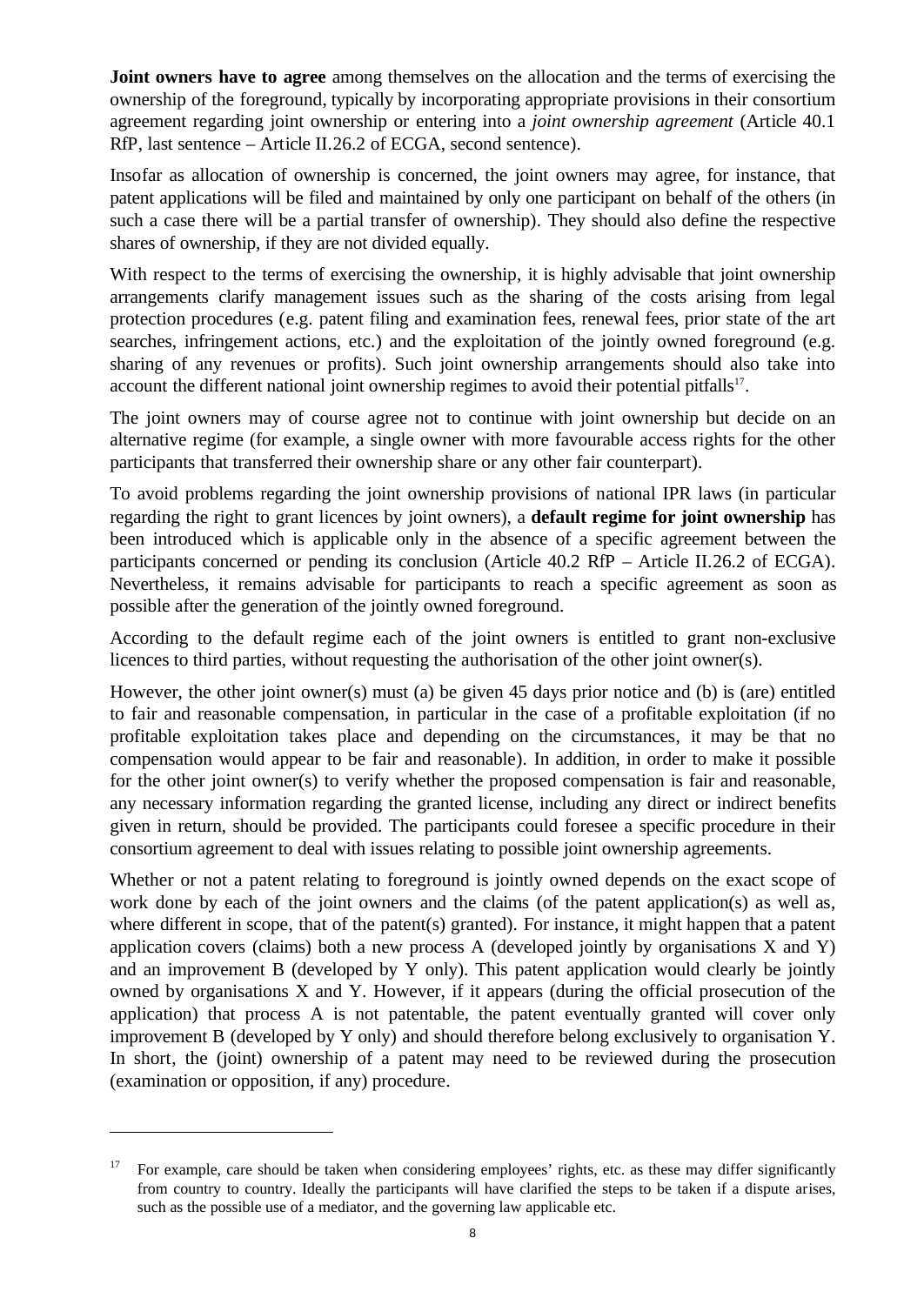**Joint owners have to agree** among themselves on the allocation and the terms of exercising the ownership of the foreground, typically by incorporating appropriate provisions in their consortium agreement regarding joint ownership or entering into a *joint ownership agreement* (Article 40.1 RfP, last sentence – Article II.26.2 of ECGA, second sentence).

Insofar as allocation of ownership is concerned, the joint owners may agree, for instance, that patent applications will be filed and maintained by only one participant on behalf of the others (in such a case there will be a partial transfer of ownership). They should also define the respective shares of ownership, if they are not divided equally.

With respect to the terms of exercising the ownership, it is highly advisable that joint ownership arrangements clarify management issues such as the sharing of the costs arising from legal protection procedures (e.g. patent filing and examination fees, renewal fees, prior state of the art searches, infringement actions, etc.) and the exploitation of the jointly owned foreground (e.g. sharing of any revenues or profits). Such joint ownership arrangements should also take into account the different national joint ownership regimes to avoid their potential pitfalls[17].

The joint owners may of course agree not to continue with joint ownership but decide on an alternative regime (for example, a single owner with more favourable access rights for the other participants that transferred their ownership share or any other fair counterpart).

To avoid problems regarding the joint ownership provisions of national IPR laws (in particular regarding the right to grant licences by joint owners), a **default regime for joint ownership** has been introduced which is applicable only in the absence of a specific agreement between the participants concerned or pending its conclusion (Article 40.2 RfP – Article II.26.2 of ECGA). Nevertheless, it remains advisable for participants to reach a specific agreement as soon as possible after the generation of the jointly owned foreground.

According to the default regime each of the joint owners is entitled to grant non-exclusive licences to third parties, without requesting the authorisation of the other joint owner(s).

However, the other joint owner(s) must (a) be given 45 days prior notice and (b) is (are) entitled to fair and reasonable compensation, in particular in the case of a profitable exploitation (if no profitable exploitation takes place and depending on the circumstances, it may be that no compensation would appear to be fair and reasonable). In addition, in order to make it possible for the other joint owner(s) to verify whether the proposed compensation is fair and reasonable, any necessary information regarding the granted license, including any direct or indirect benefits given in return, should be provided. The participants could foresee a specific procedure in their consortium agreement to deal with issues relating to possible joint ownership agreements.

Whether or not a patent relating to foreground is jointly owned depends on the exact scope of work done by each of the joint owners and the claims (of the patent application(s) as well as, where different in scope, that of the patent(s) granted). For instance, it might happen that a patent application covers (claims) both a new process A (developed jointly by organisations X and Y) and an improvement B (developed by Y only). This patent application would clearly be jointly owned by organisations X and Y. However, if it appears (during the official prosecution of the application) that process A is not patentable, the patent eventually granted will cover only improvement B (developed by Y only) and should therefore belong exclusively to organisation Y. In short, the (joint) ownership of a patent may need to be reviewed during the prosecution (examination or opposition, if any) procedure.

---

[17] For example, care should be taken when considering employees' rights, etc. as these may differ significantly from country to country. Ideally the participants will have clarified the steps to be taken if a dispute arises, such as the possible use of a mediator, and the governing law applicable etc.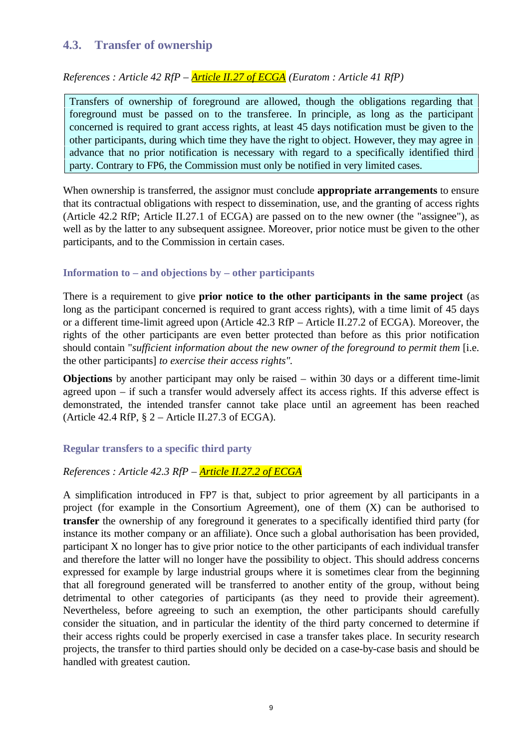## 4.3. Transfer of ownership

*References : Article 42 RfP – Article II.27 of ECGA (Euratom : Article 41 RfP)*

> Transfers of ownership of foreground are allowed, though the obligations regarding that foreground must be passed on to the transferee. In principle, as long as the participant concerned is required to grant access rights, at least 45 days notification must be given to the other participants, during which time they have the right to object. However, they may agree in advance that no prior notification is necessary with regard to a specifically identified third party. Contrary to FP6, the Commission must only be notified in very limited cases.

When ownership is transferred, the assignor must conclude **appropriate arrangements** to ensure that its contractual obligations with respect to dissemination, use, and the granting of access rights (Article 42.2 RfP; Article II.27.1 of ECGA) are passed on to the new owner (the "assignee"), as well as by the latter to any subsequent assignee. Moreover, prior notice must be given to the other participants, and to the Commission in certain cases.

### Information to – and objections by – other participants

There is a requirement to give **prior notice to the other participants in the same project** (as long as the participant concerned is required to grant access rights), with a time limit of 45 days or a different time-limit agreed upon (Article 42.3 RfP – Article II.27.2 of ECGA). Moreover, the rights of the other participants are even better protected than before as this prior notification should contain "*sufficient information about the new owner of the foreground to permit them* [i.e. the other participants] *to exercise their access rights"*.

**Objections** by another participant may only be raised – within 30 days or a different time-limit agreed upon – if such a transfer would adversely affect its access rights. If this adverse effect is demonstrated, the intended transfer cannot take place until an agreement has been reached (Article 42.4 RfP, § 2 – Article II.27.3 of ECGA).

### Regular transfers to a specific third party

*References : Article 42.3 RfP – Article II.27.2 of ECGA*

A simplification introduced in FP7 is that, subject to prior agreement by all participants in a project (for example in the Consortium Agreement), one of them (X) can be authorised to **transfer** the ownership of any foreground it generates to a specifically identified third party (for instance its mother company or an affiliate). Once such a global authorisation has been provided, participant X no longer has to give prior notice to the other participants of each individual transfer and therefore the latter will no longer have the possibility to object. This should address concerns expressed for example by large industrial groups where it is sometimes clear from the beginning that all foreground generated will be transferred to another entity of the group, without being detrimental to other categories of participants (as they need to provide their agreement). Nevertheless, before agreeing to such an exemption, the other participants should carefully consider the situation, and in particular the identity of the third party concerned to determine if their access rights could be properly exercised in case a transfer takes place. In security research projects, the transfer to third parties should only be decided on a case-by-case basis and should be handled with greatest caution.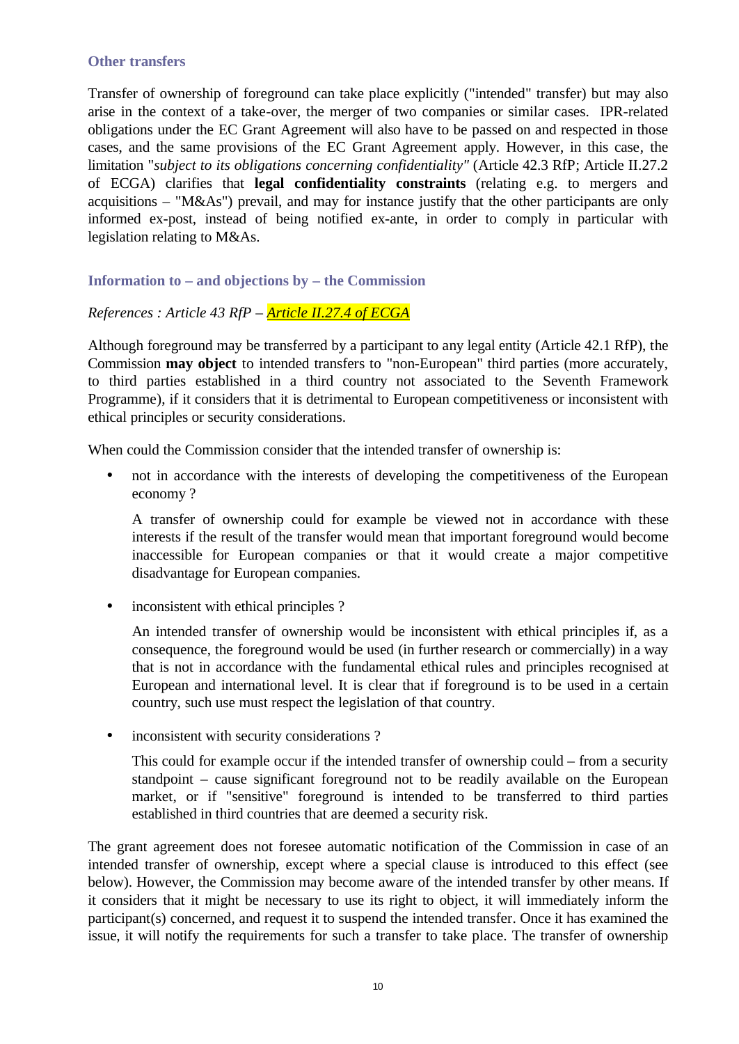### Other transfers

Transfer of ownership of foreground can take place explicitly ("intended" transfer) but may also arise in the context of a take-over, the merger of two companies or similar cases. IPR-related obligations under the EC Grant Agreement will also have to be passed on and respected in those cases, and the same provisions of the EC Grant Agreement apply. However, in this case, the limitation "*subject to its obligations concerning confidentiality"* (Article 42.3 RfP; Article II.27.2 of ECGA) clarifies that **legal confidentiality constraints** (relating e.g. to mergers and acquisitions – "M&As") prevail, and may for instance justify that the other participants are only informed ex-post, instead of being notified ex-ante, in order to comply in particular with legislation relating to M&As.

### Information to – and objections by – the Commission

*References : Article 43 RfP –* *Article II.27.4 of ECGA*

Although foreground may be transferred by a participant to any legal entity (Article 42.1 RfP), the Commission **may object** to intended transfers to "non-European" third parties (more accurately, to third parties established in a third country not associated to the Seventh Framework Programme), if it considers that it is detrimental to European competitiveness or inconsistent with ethical principles or security considerations.

When could the Commission consider that the intended transfer of ownership is:

- not in accordance with the interests of developing the competitiveness of the European economy ?

  A transfer of ownership could for example be viewed not in accordance with these interests if the result of the transfer would mean that important foreground would become inaccessible for European companies or that it would create a major competitive disadvantage for European companies.

- inconsistent with ethical principles ?

  An intended transfer of ownership would be inconsistent with ethical principles if, as a consequence, the foreground would be used (in further research or commercially) in a way that is not in accordance with the fundamental ethical rules and principles recognised at European and international level. It is clear that if foreground is to be used in a certain country, such use must respect the legislation of that country.

- inconsistent with security considerations ?

  This could for example occur if the intended transfer of ownership could – from a security standpoint – cause significant foreground not to be readily available on the European market, or if "sensitive" foreground is intended to be transferred to third parties established in third countries that are deemed a security risk.

The grant agreement does not foresee automatic notification of the Commission in case of an intended transfer of ownership, except where a special clause is introduced to this effect (see below). However, the Commission may become aware of the intended transfer by other means. If it considers that it might be necessary to use its right to object, it will immediately inform the participant(s) concerned, and request it to suspend the intended transfer. Once it has examined the issue, it will notify the requirements for such a transfer to take place. The transfer of ownership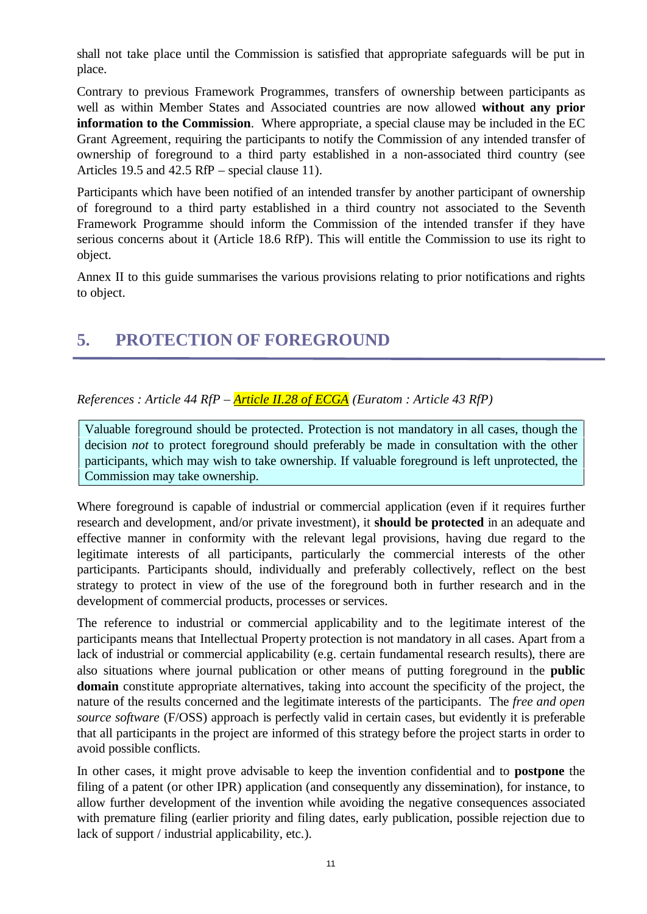shall not take place until the Commission is satisfied that appropriate safeguards will be put in place.

Contrary to previous Framework Programmes, transfers of ownership between participants as well as within Member States and Associated countries are now allowed **without any prior information to the Commission**. Where appropriate, a special clause may be included in the EC Grant Agreement, requiring the participants to notify the Commission of any intended transfer of ownership of foreground to a third party established in a non-associated third country (see Articles 19.5 and 42.5 RfP – special clause 11).

Participants which have been notified of an intended transfer by another participant of ownership of foreground to a third party established in a third country not associated to the Seventh Framework Programme should inform the Commission of the intended transfer if they have serious concerns about it (Article 18.6 RfP). This will entitle the Commission to use its right to object.

Annex II to this guide summarises the various provisions relating to prior notifications and rights to object.

## 5. PROTECTION OF FOREGROUND

*References : Article 44 RfP – Article II.28 of ECGA (Euratom : Article 43 RfP)*

> Valuable foreground should be protected. Protection is not mandatory in all cases, though the decision *not* to protect foreground should preferably be made in consultation with the other participants, which may wish to take ownership. If valuable foreground is left unprotected, the Commission may take ownership.

Where foreground is capable of industrial or commercial application (even if it requires further research and development, and/or private investment), it **should be protected** in an adequate and effective manner in conformity with the relevant legal provisions, having due regard to the legitimate interests of all participants, particularly the commercial interests of the other participants. Participants should, individually and preferably collectively, reflect on the best strategy to protect in view of the use of the foreground both in further research and in the development of commercial products, processes or services.

The reference to industrial or commercial applicability and to the legitimate interest of the participants means that Intellectual Property protection is not mandatory in all cases. Apart from a lack of industrial or commercial applicability (e.g. certain fundamental research results), there are also situations where journal publication or other means of putting foreground in the **public domain** constitute appropriate alternatives, taking into account the specificity of the project, the nature of the results concerned and the legitimate interests of the participants. The *free and open source software* (F/OSS) approach is perfectly valid in certain cases, but evidently it is preferable that all participants in the project are informed of this strategy before the project starts in order to avoid possible conflicts.

In other cases, it might prove advisable to keep the invention confidential and to **postpone** the filing of a patent (or other IPR) application (and consequently any dissemination), for instance, to allow further development of the invention while avoiding the negative consequences associated with premature filing (earlier priority and filing dates, early publication, possible rejection due to lack of support / industrial applicability, etc.).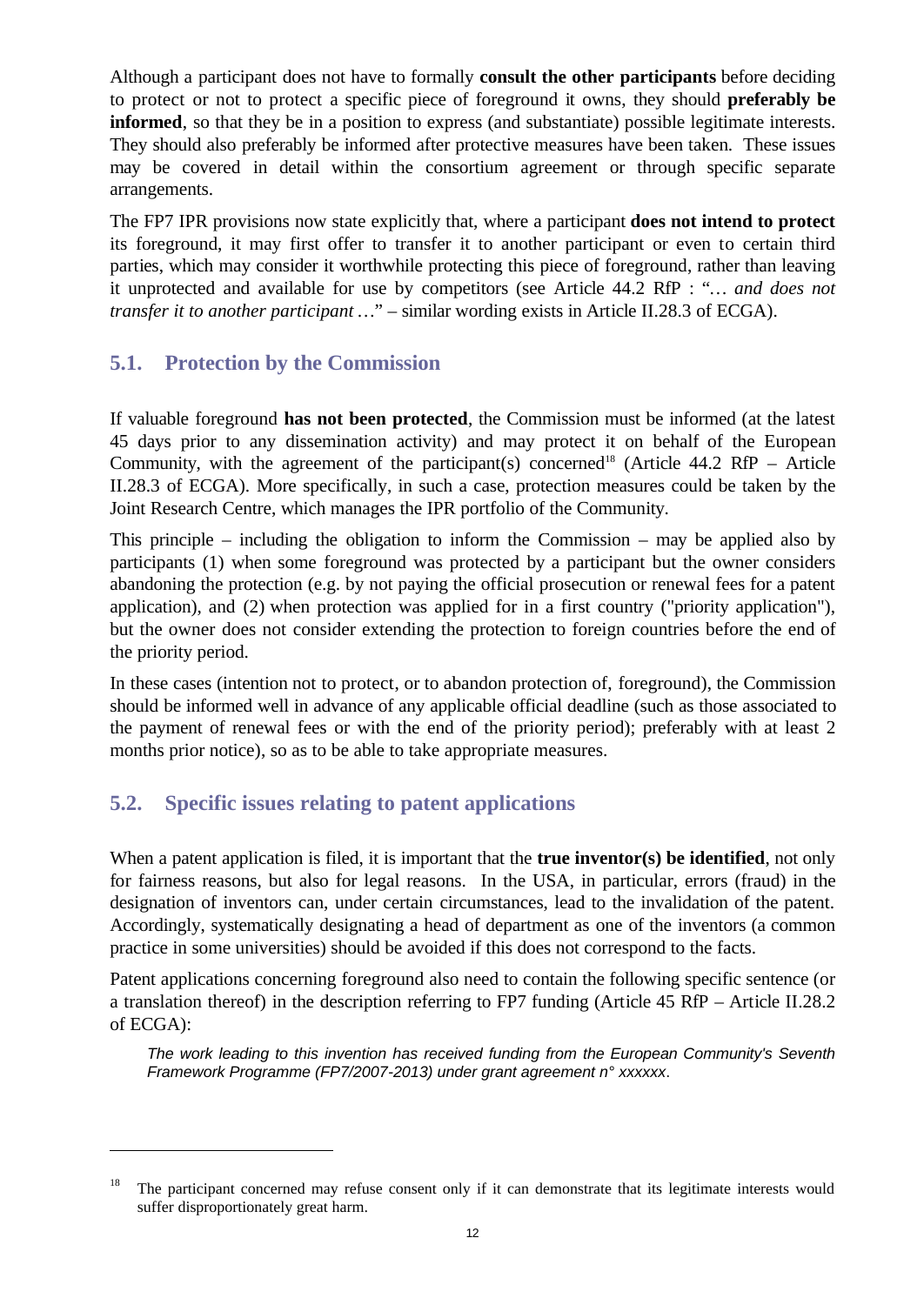Although a participant does not have to formally **consult the other participants** before deciding to protect or not to protect a specific piece of foreground it owns, they should **preferably be informed**, so that they be in a position to express (and substantiate) possible legitimate interests. They should also preferably be informed after protective measures have been taken. These issues may be covered in detail within the consortium agreement or through specific separate arrangements.

The FP7 IPR provisions now state explicitly that, where a participant **does not intend to protect** its foreground, it may first offer to transfer it to another participant or even to certain third parties, which may consider it worthwhile protecting this piece of foreground, rather than leaving it unprotected and available for use by competitors (see Article 44.2 RfP : "*… and does not transfer it to another participant …*" – similar wording exists in Article II.28.3 of ECGA).

## 5.1. Protection by the Commission

If valuable foreground **has not been protected**, the Commission must be informed (at the latest 45 days prior to any dissemination activity) and may protect it on behalf of the European Community, with the agreement of the participant(s) concerned[18] (Article 44.2 RfP – Article II.28.3 of ECGA). More specifically, in such a case, protection measures could be taken by the Joint Research Centre, which manages the IPR portfolio of the Community.

This principle – including the obligation to inform the Commission – may be applied also by participants (1) when some foreground was protected by a participant but the owner considers abandoning the protection (e.g. by not paying the official prosecution or renewal fees for a patent application), and (2) when protection was applied for in a first country ("priority application"), but the owner does not consider extending the protection to foreign countries before the end of the priority period.

In these cases (intention not to protect, or to abandon protection of, foreground), the Commission should be informed well in advance of any applicable official deadline (such as those associated to the payment of renewal fees or with the end of the priority period); preferably with at least 2 months prior notice), so as to be able to take appropriate measures.

## 5.2. Specific issues relating to patent applications

When a patent application is filed, it is important that the **true inventor(s) be identified**, not only for fairness reasons, but also for legal reasons. In the USA, in particular, errors (fraud) in the designation of inventors can, under certain circumstances, lead to the invalidation of the patent. Accordingly, systematically designating a head of department as one of the inventors (a common practice in some universities) should be avoided if this does not correspond to the facts.

Patent applications concerning foreground also need to contain the following specific sentence (or a translation thereof) in the description referring to FP7 funding (Article 45 RfP – Article II.28.2 of ECGA):

> *The work leading to this invention has received funding from the European Community's Seventh Framework Programme (FP7/2007-2013) under grant agreement n° xxxxxx.*

---

[18] The participant concerned may refuse consent only if it can demonstrate that its legitimate interests would suffer disproportionately great harm.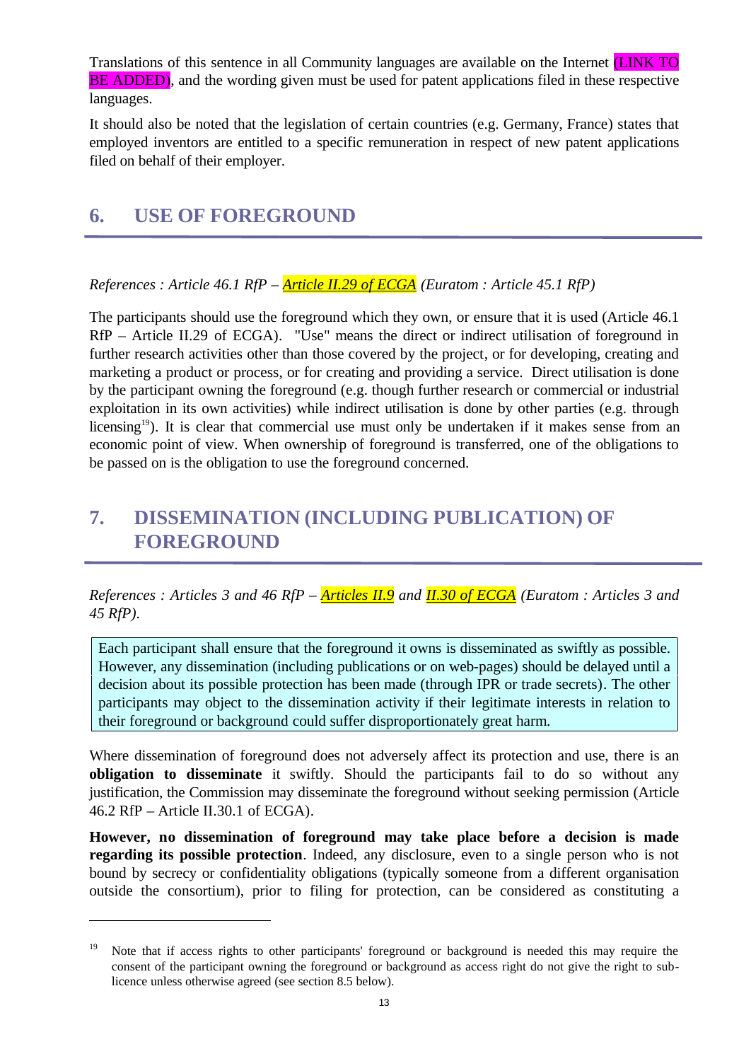Translations of this sentence in all Community languages are available on the Internet (LINK TO BE ADDED), and the wording given must be used for patent applications filed in these respective languages.

It should also be noted that the legislation of certain countries (e.g. Germany, France) states that employed inventors are entitled to a specific remuneration in respect of new patent applications filed on behalf of their employer.

# 6. USE OF FOREGROUND

*References : Article 46.1 RfP – Article II.29 of ECGA (Euratom : Article 45.1 RfP)*

The participants should use the foreground which they own, or ensure that it is used (Article 46.1 RfP – Article II.29 of ECGA). "Use" means the direct or indirect utilisation of foreground in further research activities other than those covered by the project, or for developing, creating and marketing a product or process, or for creating and providing a service. Direct utilisation is done by the participant owning the foreground (e.g. though further research or commercial or industrial exploitation in its own activities) while indirect utilisation is done by other parties (e.g. through licensing[19]). It is clear that commercial use must only be undertaken if it makes sense from an economic point of view. When ownership of foreground is transferred, one of the obligations to be passed on is the obligation to use the foreground concerned.

# 7. DISSEMINATION (INCLUDING PUBLICATION) OF FOREGROUND

*References : Articles 3 and 46 RfP – Articles II.9 and II.30 of ECGA (Euratom : Articles 3 and 45 RfP).*

> Each participant shall ensure that the foreground it owns is disseminated as swiftly as possible. However, any dissemination (including publications or on web-pages) should be delayed until a decision about its possible protection has been made (through IPR or trade secrets). The other participants may object to the dissemination activity if their legitimate interests in relation to their foreground or background could suffer disproportionately great harm.

Where dissemination of foreground does not adversely affect its protection and use, there is an **obligation to disseminate** it swiftly. Should the participants fail to do so without any justification, the Commission may disseminate the foreground without seeking permission (Article 46.2 RfP – Article II.30.1 of ECGA).

**However, no dissemination of foreground may take place before a decision is made regarding its possible protection**. Indeed, any disclosure, even to a single person who is not bound by secrecy or confidentiality obligations (typically someone from a different organisation outside the consortium), prior to filing for protection, can be considered as constituting a

[19] Note that if access rights to other participants' foreground or background is needed this may require the consent of the participant owning the foreground or background as access right do not give the right to sub-licence unless otherwise agreed (see section 8.5 below).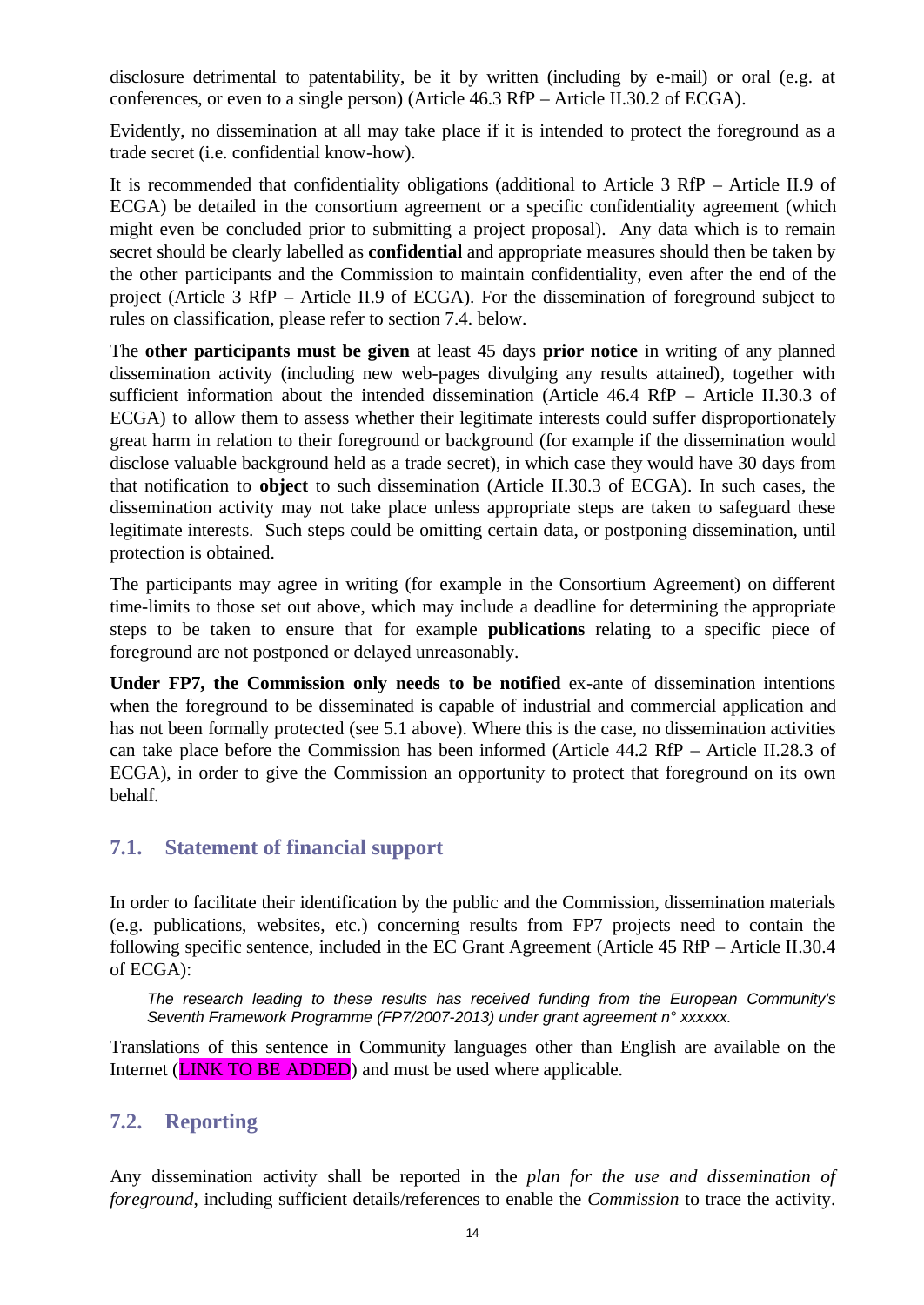disclosure detrimental to patentability, be it by written (including by e-mail) or oral (e.g. at conferences, or even to a single person) (Article 46.3 RfP – Article II.30.2 of ECGA).

Evidently, no dissemination at all may take place if it is intended to protect the foreground as a trade secret (i.e. confidential know-how).

It is recommended that confidentiality obligations (additional to Article 3 RfP – Article II.9 of ECGA) be detailed in the consortium agreement or a specific confidentiality agreement (which might even be concluded prior to submitting a project proposal). Any data which is to remain secret should be clearly labelled as **confidential** and appropriate measures should then be taken by the other participants and the Commission to maintain confidentiality, even after the end of the project (Article 3 RfP – Article II.9 of ECGA). For the dissemination of foreground subject to rules on classification, please refer to section 7.4. below.

The **other participants must be given** at least 45 days **prior notice** in writing of any planned dissemination activity (including new web-pages divulging any results attained), together with sufficient information about the intended dissemination (Article 46.4 RfP – Article II.30.3 of ECGA) to allow them to assess whether their legitimate interests could suffer disproportionately great harm in relation to their foreground or background (for example if the dissemination would disclose valuable background held as a trade secret), in which case they would have 30 days from that notification to **object** to such dissemination (Article II.30.3 of ECGA). In such cases, the dissemination activity may not take place unless appropriate steps are taken to safeguard these legitimate interests. Such steps could be omitting certain data, or postponing dissemination, until protection is obtained.

The participants may agree in writing (for example in the Consortium Agreement) on different time-limits to those set out above, which may include a deadline for determining the appropriate steps to be taken to ensure that for example **publications** relating to a specific piece of foreground are not postponed or delayed unreasonably.

**Under FP7, the Commission only needs to be notified** ex-ante of dissemination intentions when the foreground to be disseminated is capable of industrial and commercial application and has not been formally protected (see 5.1 above). Where this is the case, no dissemination activities can take place before the Commission has been informed (Article 44.2 RfP – Article II.28.3 of ECGA), in order to give the Commission an opportunity to protect that foreground on its own behalf.

## 7.1. Statement of financial support

In order to facilitate their identification by the public and the Commission, dissemination materials (e.g. publications, websites, etc.) concerning results from FP7 projects need to contain the following specific sentence, included in the EC Grant Agreement (Article 45 RfP – Article II.30.4 of ECGA):

> *The research leading to these results has received funding from the European Community's Seventh Framework Programme (FP7/2007-2013) under grant agreement n° xxxxxx.*

Translations of this sentence in Community languages other than English are available on the Internet (LINK TO BE ADDED) and must be used where applicable.

## 7.2. Reporting

Any dissemination activity shall be reported in the *plan for the use and dissemination of foreground*, including sufficient details/references to enable the *Commission* to trace the activity.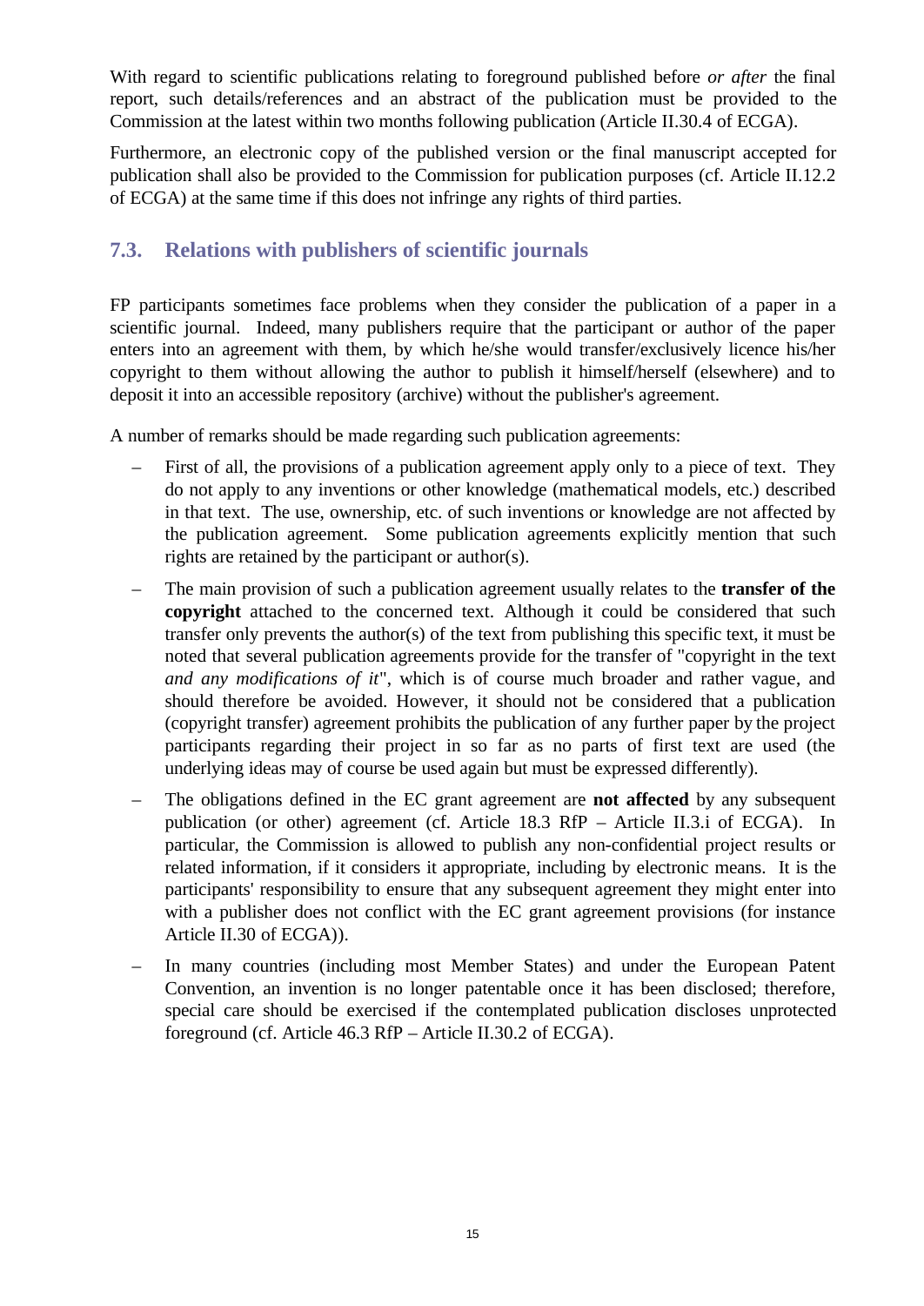With regard to scientific publications relating to foreground published before *or after* the final report, such details/references and an abstract of the publication must be provided to the Commission at the latest within two months following publication (Article II.30.4 of ECGA).

Furthermore, an electronic copy of the published version or the final manuscript accepted for publication shall also be provided to the Commission for publication purposes (cf. Article II.12.2 of ECGA) at the same time if this does not infringe any rights of third parties.

## 7.3. Relations with publishers of scientific journals

FP participants sometimes face problems when they consider the publication of a paper in a scientific journal. Indeed, many publishers require that the participant or author of the paper enters into an agreement with them, by which he/she would transfer/exclusively licence his/her copyright to them without allowing the author to publish it himself/herself (elsewhere) and to deposit it into an accessible repository (archive) without the publisher's agreement.

A number of remarks should be made regarding such publication agreements:

- First of all, the provisions of a publication agreement apply only to a piece of text. They do not apply to any inventions or other knowledge (mathematical models, etc.) described in that text. The use, ownership, etc. of such inventions or knowledge are not affected by the publication agreement. Some publication agreements explicitly mention that such rights are retained by the participant or author(s).
- The main provision of such a publication agreement usually relates to the **transfer of the copyright** attached to the concerned text. Although it could be considered that such transfer only prevents the author(s) of the text from publishing this specific text, it must be noted that several publication agreements provide for the transfer of "copyright in the text *and any modifications of it*", which is of course much broader and rather vague, and should therefore be avoided. However, it should not be considered that a publication (copyright transfer) agreement prohibits the publication of any further paper by the project participants regarding their project in so far as no parts of first text are used (the underlying ideas may of course be used again but must be expressed differently).
- The obligations defined in the EC grant agreement are **not affected** by any subsequent publication (or other) agreement (cf. Article 18.3 RfP – Article II.3.i of ECGA). In particular, the Commission is allowed to publish any non-confidential project results or related information, if it considers it appropriate, including by electronic means. It is the participants' responsibility to ensure that any subsequent agreement they might enter into with a publisher does not conflict with the EC grant agreement provisions (for instance Article II.30 of ECGA)).
- In many countries (including most Member States) and under the European Patent Convention, an invention is no longer patentable once it has been disclosed; therefore, special care should be exercised if the contemplated publication discloses unprotected foreground (cf. Article 46.3 RfP – Article II.30.2 of ECGA).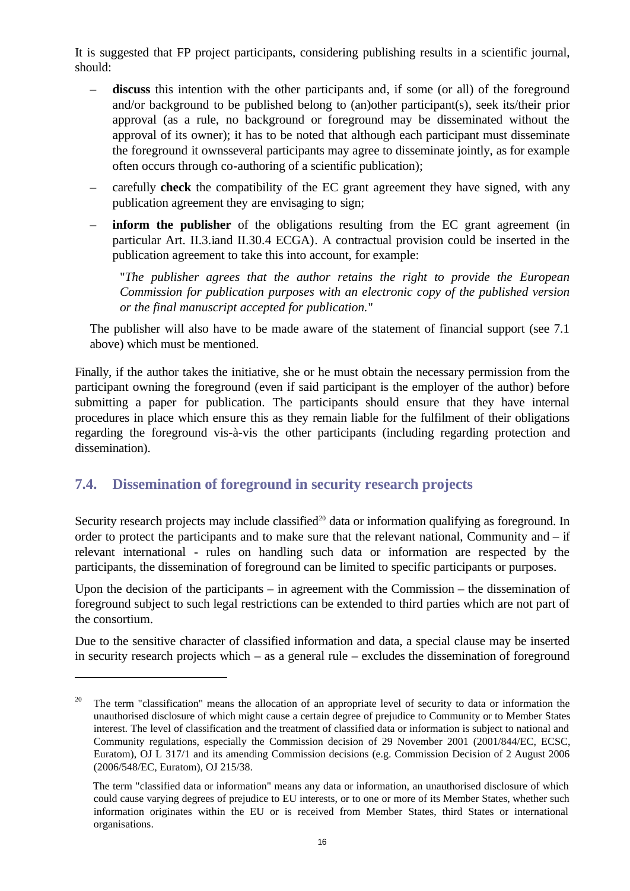It is suggested that FP project participants, considering publishing results in a scientific journal, should:

- **discuss** this intention with the other participants and, if some (or all) of the foreground and/or background to be published belong to (an)other participant(s), seek its/their prior approval (as a rule, no background or foreground may be disseminated without the approval of its owner); it has to be noted that although each participant must disseminate the foreground it ownsseveral participants may agree to disseminate jointly, as for example often occurs through co-authoring of a scientific publication);
- carefully **check** the compatibility of the EC grant agreement they have signed, with any publication agreement they are envisaging to sign;
- **inform the publisher** of the obligations resulting from the EC grant agreement (in particular Art. II.3.iand II.30.4 ECGA). A contractual provision could be inserted in the publication agreement to take this into account, for example:

  "*The publisher agrees that the author retains the right to provide the European Commission for publication purposes with an electronic copy of the published version or the final manuscript accepted for publication.*"

  The publisher will also have to be made aware of the statement of financial support (see 7.1 above) which must be mentioned.

Finally, if the author takes the initiative, she or he must obtain the necessary permission from the participant owning the foreground (even if said participant is the employer of the author) before submitting a paper for publication. The participants should ensure that they have internal procedures in place which ensure this as they remain liable for the fulfilment of their obligations regarding the foreground vis-à-vis the other participants (including regarding protection and dissemination).

## 7.4. Dissemination of foreground in security research projects

Security research projects may include classified[20] data or information qualifying as foreground. In order to protect the participants and to make sure that the relevant national, Community and – if relevant international - rules on handling such data or information are respected by the participants, the dissemination of foreground can be limited to specific participants or purposes.

Upon the decision of the participants – in agreement with the Commission – the dissemination of foreground subject to such legal restrictions can be extended to third parties which are not part of the consortium.

Due to the sensitive character of classified information and data, a special clause may be inserted in security research projects which – as a general rule – excludes the dissemination of foreground

---

[20] The term "classification" means the allocation of an appropriate level of security to data or information the unauthorised disclosure of which might cause a certain degree of prejudice to Community or to Member States interest. The level of classification and the treatment of classified data or information is subject to national and Community regulations, especially the Commission decision of 29 November 2001 (2001/844/EC, ECSC, Euratom), OJ L 317/1 and its amending Commission decisions (e.g. Commission Decision of 2 August 2006 (2006/548/EC, Euratom), OJ 215/38.

The term "classified data or information" means any data or information, an unauthorised disclosure of which could cause varying degrees of prejudice to EU interests, or to one or more of its Member States, whether such information originates within the EU or is received from Member States, third States or international organisations.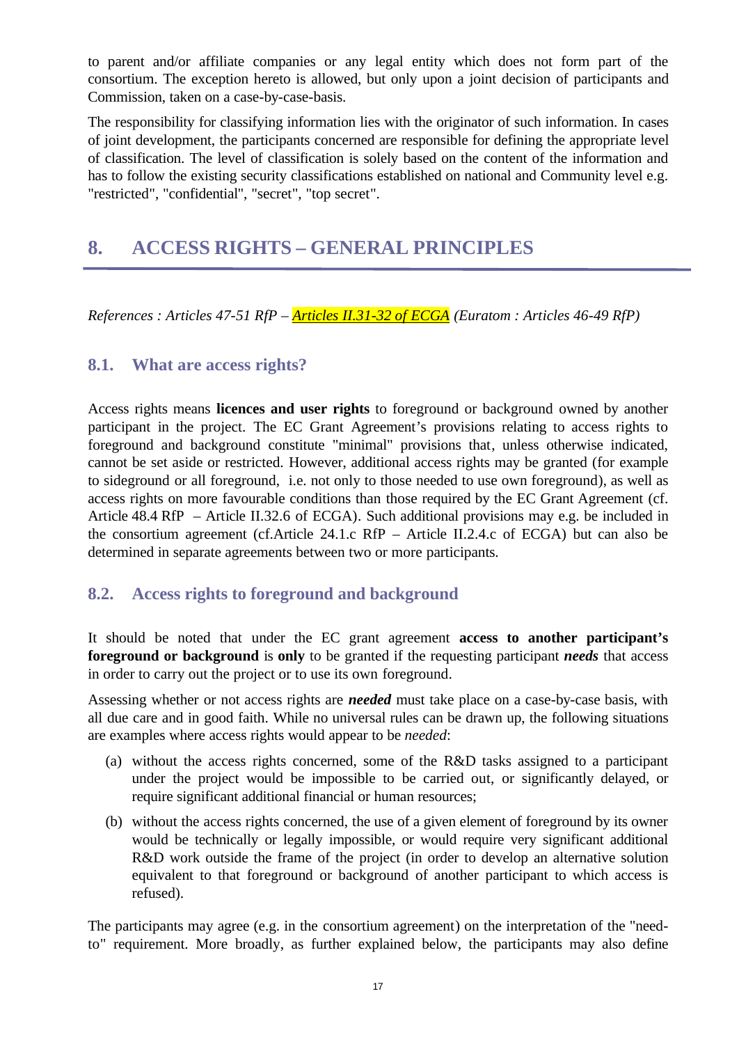to parent and/or affiliate companies or any legal entity which does not form part of the consortium. The exception hereto is allowed, but only upon a joint decision of participants and Commission, taken on a case-by-case-basis.

The responsibility for classifying information lies with the originator of such information. In cases of joint development, the participants concerned are responsible for defining the appropriate level of classification. The level of classification is solely based on the content of the information and has to follow the existing security classifications established on national and Community level e.g. "restricted", "confidential", "secret", "top secret".

# 8. ACCESS RIGHTS – GENERAL PRINCIPLES

*References : Articles 47-51 RfP – Articles II.31-32 of ECGA (Euratom : Articles 46-49 RfP)*

## 8.1. What are access rights?

Access rights means **licences and user rights** to foreground or background owned by another participant in the project. The EC Grant Agreement's provisions relating to access rights to foreground and background constitute "minimal" provisions that, unless otherwise indicated, cannot be set aside or restricted. However, additional access rights may be granted (for example to sideground or all foreground, i.e. not only to those needed to use own foreground), as well as access rights on more favourable conditions than those required by the EC Grant Agreement (cf. Article 48.4 RfP – Article II.32.6 of ECGA). Such additional provisions may e.g. be included in the consortium agreement (cf.Article 24.1.c RfP – Article II.2.4.c of ECGA) but can also be determined in separate agreements between two or more participants.

## 8.2. Access rights to foreground and background

It should be noted that under the EC grant agreement **access to another participant's foreground or background** is **only** to be granted if the requesting participant ***needs*** that access in order to carry out the project or to use its own foreground.

Assessing whether or not access rights are ***needed*** must take place on a case-by-case basis, with all due care and in good faith. While no universal rules can be drawn up, the following situations are examples where access rights would appear to be *needed*:

(a) without the access rights concerned, some of the R&D tasks assigned to a participant under the project would be impossible to be carried out, or significantly delayed, or require significant additional financial or human resources;

(b) without the access rights concerned, the use of a given element of foreground by its owner would be technically or legally impossible, or would require very significant additional R&D work outside the frame of the project (in order to develop an alternative solution equivalent to that foreground or background of another participant to which access is refused).

The participants may agree (e.g. in the consortium agreement) on the interpretation of the "need-to" requirement. More broadly, as further explained below, the participants may also define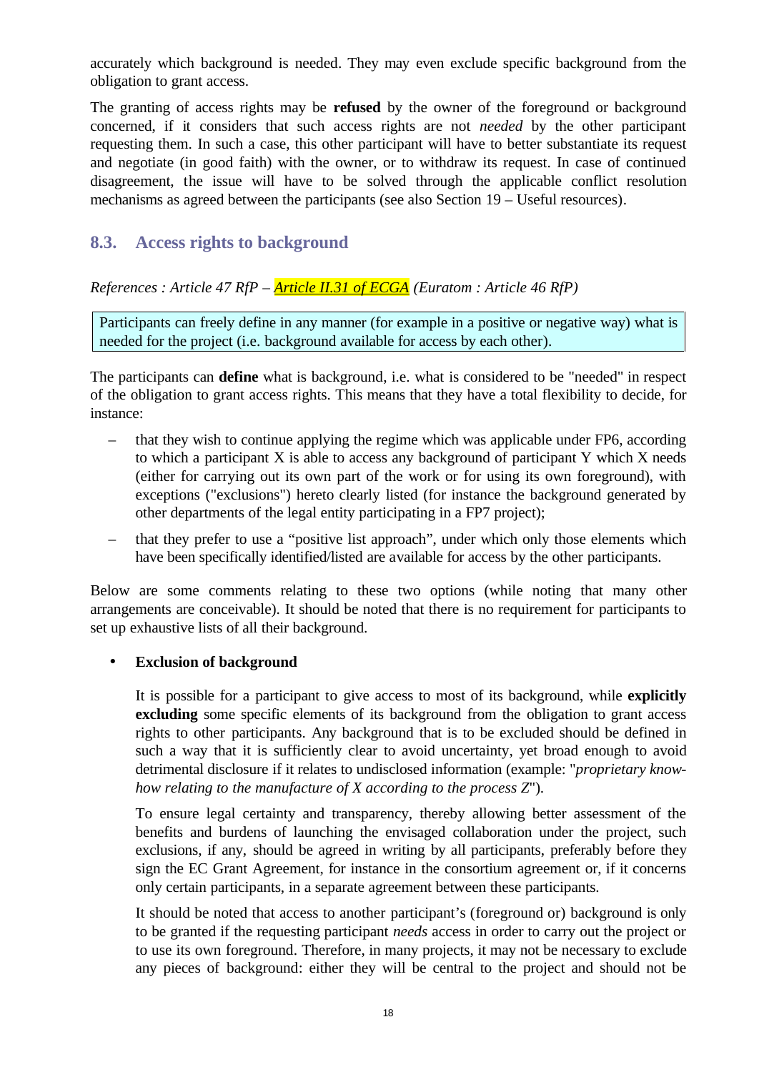accurately which background is needed. They may even exclude specific background from the obligation to grant access.

The granting of access rights may be **refused** by the owner of the foreground or background concerned, if it considers that such access rights are not *needed* by the other participant requesting them. In such a case, this other participant will have to better substantiate its request and negotiate (in good faith) with the owner, or to withdraw its request. In case of continued disagreement, the issue will have to be solved through the applicable conflict resolution mechanisms as agreed between the participants (see also Section 19 – Useful resources).

## 8.3. Access rights to background

*References : Article 47 RfP – Article II.31 of ECGA (Euratom : Article 46 RfP)*

> Participants can freely define in any manner (for example in a positive or negative way) what is needed for the project (i.e. background available for access by each other).

The participants can **define** what is background, i.e. what is considered to be "needed" in respect of the obligation to grant access rights. This means that they have a total flexibility to decide, for instance:

- that they wish to continue applying the regime which was applicable under FP6, according to which a participant X is able to access any background of participant Y which X needs (either for carrying out its own part of the work or for using its own foreground), with exceptions ("exclusions") hereto clearly listed (for instance the background generated by other departments of the legal entity participating in a FP7 project);
- that they prefer to use a "positive list approach", under which only those elements which have been specifically identified/listed are available for access by the other participants.

Below are some comments relating to these two options (while noting that many other arrangements are conceivable). It should be noted that there is no requirement for participants to set up exhaustive lists of all their background.

- **Exclusion of background**

  It is possible for a participant to give access to most of its background, while **explicitly excluding** some specific elements of its background from the obligation to grant access rights to other participants. Any background that is to be excluded should be defined in such a way that it is sufficiently clear to avoid uncertainty, yet broad enough to avoid detrimental disclosure if it relates to undisclosed information (example: "*proprietary know-how relating to the manufacture of X according to the process Z*").

  To ensure legal certainty and transparency, thereby allowing better assessment of the benefits and burdens of launching the envisaged collaboration under the project, such exclusions, if any, should be agreed in writing by all participants, preferably before they sign the EC Grant Agreement, for instance in the consortium agreement or, if it concerns only certain participants, in a separate agreement between these participants.

  It should be noted that access to another participant's (foreground or) background is only to be granted if the requesting participant *needs* access in order to carry out the project or to use its own foreground. Therefore, in many projects, it may not be necessary to exclude any pieces of background: either they will be central to the project and should not be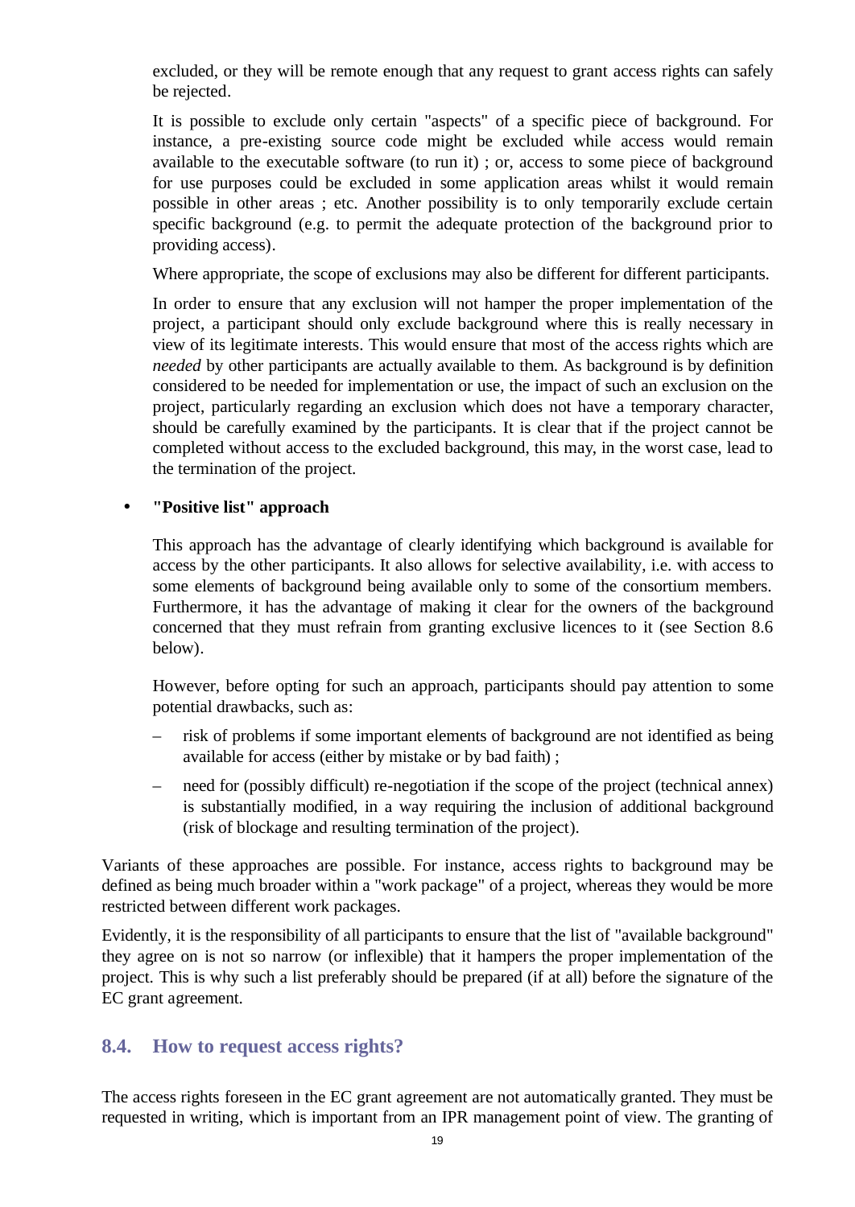excluded, or they will be remote enough that any request to grant access rights can safely be rejected.

It is possible to exclude only certain "aspects" of a specific piece of background. For instance, a pre-existing source code might be excluded while access would remain available to the executable software (to run it) ; or, access to some piece of background for use purposes could be excluded in some application areas whilst it would remain possible in other areas ; etc. Another possibility is to only temporarily exclude certain specific background (e.g. to permit the adequate protection of the background prior to providing access).

Where appropriate, the scope of exclusions may also be different for different participants.

In order to ensure that any exclusion will not hamper the proper implementation of the project, a participant should only exclude background where this is really necessary in view of its legitimate interests. This would ensure that most of the access rights which are *needed* by other participants are actually available to them. As background is by definition considered to be needed for implementation or use, the impact of such an exclusion on the project, particularly regarding an exclusion which does not have a temporary character, should be carefully examined by the participants. It is clear that if the project cannot be completed without access to the excluded background, this may, in the worst case, lead to the termination of the project.

- **"Positive list" approach**

  This approach has the advantage of clearly identifying which background is available for access by the other participants. It also allows for selective availability, i.e. with access to some elements of background being available only to some of the consortium members. Furthermore, it has the advantage of making it clear for the owners of the background concerned that they must refrain from granting exclusive licences to it (see Section 8.6 below).

  However, before opting for such an approach, participants should pay attention to some potential drawbacks, such as:

  – risk of problems if some important elements of background are not identified as being available for access (either by mistake or by bad faith) ;

  – need for (possibly difficult) re-negotiation if the scope of the project (technical annex) is substantially modified, in a way requiring the inclusion of additional background (risk of blockage and resulting termination of the project).

Variants of these approaches are possible. For instance, access rights to background may be defined as being much broader within a "work package" of a project, whereas they would be more restricted between different work packages.

Evidently, it is the responsibility of all participants to ensure that the list of "available background" they agree on is not so narrow (or inflexible) that it hampers the proper implementation of the project. This is why such a list preferably should be prepared (if at all) before the signature of the EC grant agreement.

## 8.4. How to request access rights?

The access rights foreseen in the EC grant agreement are not automatically granted. They must be requested in writing, which is important from an IPR management point of view. The granting of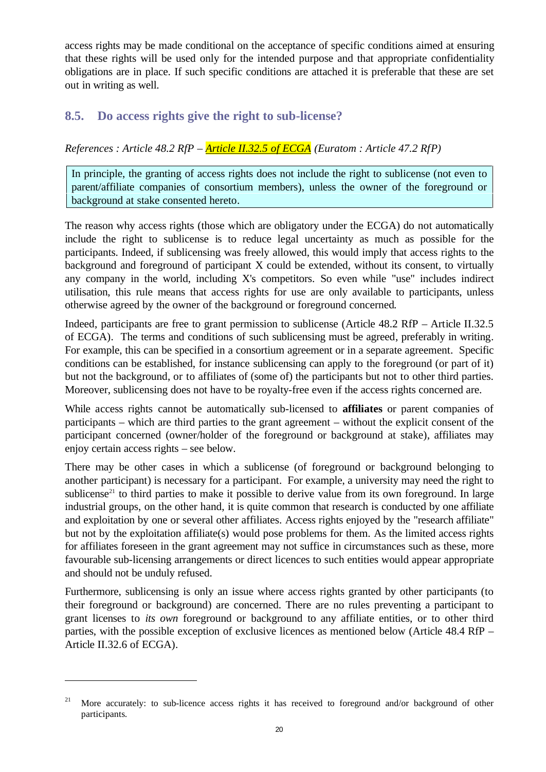access rights may be made conditional on the acceptance of specific conditions aimed at ensuring that these rights will be used only for the intended purpose and that appropriate confidentiality obligations are in place. If such specific conditions are attached it is preferable that these are set out in writing as well.

## 8.5. Do access rights give the right to sub-license?

*References : Article 48.2 RfP – Article II.32.5 of ECGA (Euratom : Article 47.2 RfP)*

> In principle, the granting of access rights does not include the right to sublicense (not even to parent/affiliate companies of consortium members), unless the owner of the foreground or background at stake consented hereto.

The reason why access rights (those which are obligatory under the ECGA) do not automatically include the right to sublicense is to reduce legal uncertainty as much as possible for the participants. Indeed, if sublicensing was freely allowed, this would imply that access rights to the background and foreground of participant X could be extended, without its consent, to virtually any company in the world, including X's competitors. So even while "use" includes indirect utilisation, this rule means that access rights for use are only available to participants, unless otherwise agreed by the owner of the background or foreground concerned.

Indeed, participants are free to grant permission to sublicense (Article 48.2 RfP – Article II.32.5 of ECGA). The terms and conditions of such sublicensing must be agreed, preferably in writing. For example, this can be specified in a consortium agreement or in a separate agreement. Specific conditions can be established, for instance sublicensing can apply to the foreground (or part of it) but not the background, or to affiliates of (some of) the participants but not to other third parties. Moreover, sublicensing does not have to be royalty-free even if the access rights concerned are.

While access rights cannot be automatically sub-licensed to **affiliates** or parent companies of participants – which are third parties to the grant agreement – without the explicit consent of the participant concerned (owner/holder of the foreground or background at stake), affiliates may enjoy certain access rights – see below.

There may be other cases in which a sublicense (of foreground or background belonging to another participant) is necessary for a participant. For example, a university may need the right to sublicense[21] to third parties to make it possible to derive value from its own foreground. In large industrial groups, on the other hand, it is quite common that research is conducted by one affiliate and exploitation by one or several other affiliates. Access rights enjoyed by the "research affiliate" but not by the exploitation affiliate(s) would pose problems for them. As the limited access rights for affiliates foreseen in the grant agreement may not suffice in circumstances such as these, more favourable sub-licensing arrangements or direct licences to such entities would appear appropriate and should not be unduly refused.

Furthermore, sublicensing is only an issue where access rights granted by other participants (to their foreground or background) are concerned. There are no rules preventing a participant to grant licenses to *its own* foreground or background to any affiliate entities, or to other third parties, with the possible exception of exclusive licences as mentioned below (Article 48.4 RfP – Article II.32.6 of ECGA).

---

[21] More accurately: to sub-licence access rights it has received to foreground and/or background of other participants.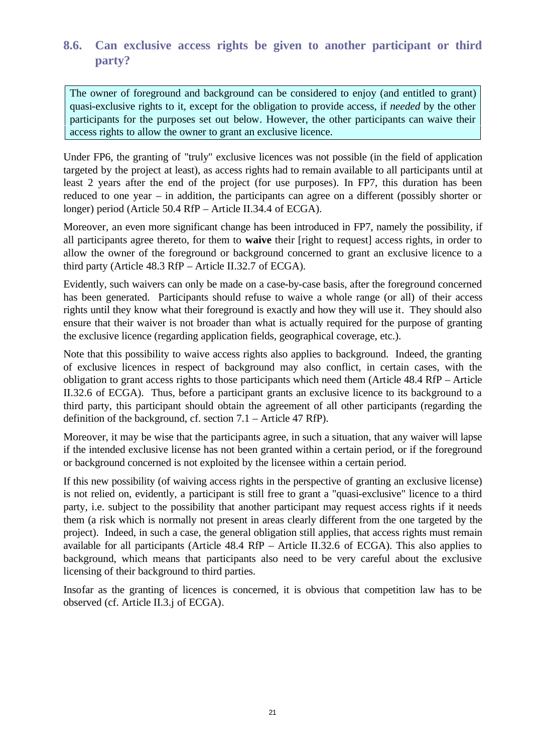## 8.6. Can exclusive access rights be given to another participant or third party?

> The owner of foreground and background can be considered to enjoy (and entitled to grant) quasi-exclusive rights to it, except for the obligation to provide access, if *needed* by the other participants for the purposes set out below. However, the other participants can waive their access rights to allow the owner to grant an exclusive licence.

Under FP6, the granting of "truly" exclusive licences was not possible (in the field of application targeted by the project at least), as access rights had to remain available to all participants until at least 2 years after the end of the project (for use purposes). In FP7, this duration has been reduced to one year – in addition, the participants can agree on a different (possibly shorter or longer) period (Article 50.4 RfP – Article II.34.4 of ECGA).

Moreover, an even more significant change has been introduced in FP7, namely the possibility, if all participants agree thereto, for them to **waive** their [right to request] access rights, in order to allow the owner of the foreground or background concerned to grant an exclusive licence to a third party (Article 48.3 RfP – Article II.32.7 of ECGA).

Evidently, such waivers can only be made on a case-by-case basis, after the foreground concerned has been generated. Participants should refuse to waive a whole range (or all) of their access rights until they know what their foreground is exactly and how they will use it. They should also ensure that their waiver is not broader than what is actually required for the purpose of granting the exclusive licence (regarding application fields, geographical coverage, etc.).

Note that this possibility to waive access rights also applies to background. Indeed, the granting of exclusive licences in respect of background may also conflict, in certain cases, with the obligation to grant access rights to those participants which need them (Article 48.4 RfP – Article II.32.6 of ECGA). Thus, before a participant grants an exclusive licence to its background to a third party, this participant should obtain the agreement of all other participants (regarding the definition of the background, cf. section 7.1 – Article 47 RfP).

Moreover, it may be wise that the participants agree, in such a situation, that any waiver will lapse if the intended exclusive license has not been granted within a certain period, or if the foreground or background concerned is not exploited by the licensee within a certain period.

If this new possibility (of waiving access rights in the perspective of granting an exclusive license) is not relied on, evidently, a participant is still free to grant a "quasi-exclusive" licence to a third party, i.e. subject to the possibility that another participant may request access rights if it needs them (a risk which is normally not present in areas clearly different from the one targeted by the project). Indeed, in such a case, the general obligation still applies, that access rights must remain available for all participants (Article 48.4 RfP – Article II.32.6 of ECGA). This also applies to background, which means that participants also need to be very careful about the exclusive licensing of their background to third parties.

Insofar as the granting of licences is concerned, it is obvious that competition law has to be observed (cf. Article II.3.j of ECGA).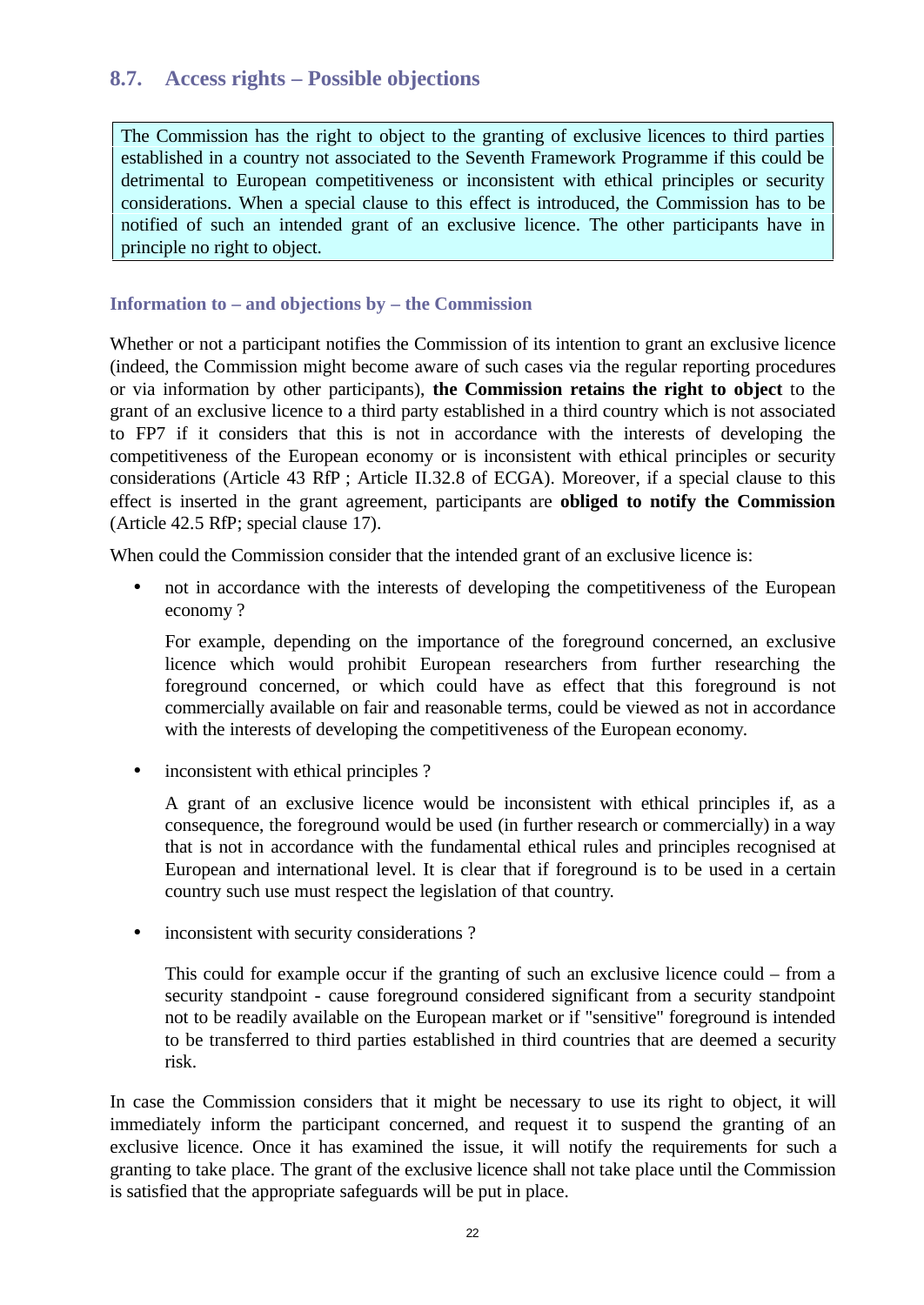## 8.7. Access rights – Possible objections

> The Commission has the right to object to the granting of exclusive licences to third parties established in a country not associated to the Seventh Framework Programme if this could be detrimental to European competitiveness or inconsistent with ethical principles or security considerations. When a special clause to this effect is introduced, the Commission has to be notified of such an intended grant of an exclusive licence. The other participants have in principle no right to object.

### Information to – and objections by – the Commission

Whether or not a participant notifies the Commission of its intention to grant an exclusive licence (indeed, the Commission might become aware of such cases via the regular reporting procedures or via information by other participants), **the Commission retains the right to object** to the grant of an exclusive licence to a third party established in a third country which is not associated to FP7 if it considers that this is not in accordance with the interests of developing the competitiveness of the European economy or is inconsistent with ethical principles or security considerations (Article 43 RfP ; Article II.32.8 of ECGA). Moreover, if a special clause to this effect is inserted in the grant agreement, participants are **obliged to notify the Commission** (Article 42.5 RfP; special clause 17).

When could the Commission consider that the intended grant of an exclusive licence is:

- not in accordance with the interests of developing the competitiveness of the European economy ?

  For example, depending on the importance of the foreground concerned, an exclusive licence which would prohibit European researchers from further researching the foreground concerned, or which could have as effect that this foreground is not commercially available on fair and reasonable terms, could be viewed as not in accordance with the interests of developing the competitiveness of the European economy.

- inconsistent with ethical principles ?

  A grant of an exclusive licence would be inconsistent with ethical principles if, as a consequence, the foreground would be used (in further research or commercially) in a way that is not in accordance with the fundamental ethical rules and principles recognised at European and international level. It is clear that if foreground is to be used in a certain country such use must respect the legislation of that country.

- inconsistent with security considerations ?

  This could for example occur if the granting of such an exclusive licence could – from a security standpoint - cause foreground considered significant from a security standpoint not to be readily available on the European market or if "sensitive" foreground is intended to be transferred to third parties established in third countries that are deemed a security risk.

In case the Commission considers that it might be necessary to use its right to object, it will immediately inform the participant concerned, and request it to suspend the granting of an exclusive licence. Once it has examined the issue, it will notify the requirements for such a granting to take place. The grant of the exclusive licence shall not take place until the Commission is satisfied that the appropriate safeguards will be put in place.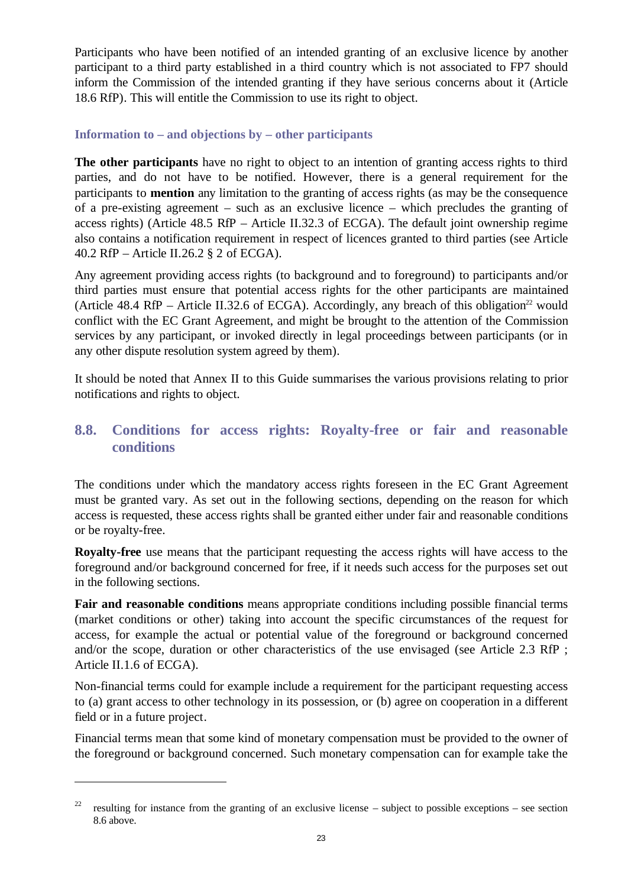Participants who have been notified of an intended granting of an exclusive licence by another participant to a third party established in a third country which is not associated to FP7 should inform the Commission of the intended granting if they have serious concerns about it (Article 18.6 RfP). This will entitle the Commission to use its right to object.

### Information to – and objections by – other participants

**The other participants** have no right to object to an intention of granting access rights to third parties, and do not have to be notified. However, there is a general requirement for the participants to **mention** any limitation to the granting of access rights (as may be the consequence of a pre-existing agreement – such as an exclusive licence – which precludes the granting of access rights) (Article 48.5 RfP – Article II.32.3 of ECGA). The default joint ownership regime also contains a notification requirement in respect of licences granted to third parties (see Article 40.2 RfP – Article II.26.2 § 2 of ECGA).

Any agreement providing access rights (to background and to foreground) to participants and/or third parties must ensure that potential access rights for the other participants are maintained (Article 48.4 RfP – Article II.32.6 of ECGA). Accordingly, any breach of this obligation[22] would conflict with the EC Grant Agreement, and might be brought to the attention of the Commission services by any participant, or invoked directly in legal proceedings between participants (or in any other dispute resolution system agreed by them).

It should be noted that Annex II to this Guide summarises the various provisions relating to prior notifications and rights to object.

## 8.8. Conditions for access rights: Royalty-free or fair and reasonable conditions

The conditions under which the mandatory access rights foreseen in the EC Grant Agreement must be granted vary. As set out in the following sections, depending on the reason for which access is requested, these access rights shall be granted either under fair and reasonable conditions or be royalty-free.

**Royalty-free** use means that the participant requesting the access rights will have access to the foreground and/or background concerned for free, if it needs such access for the purposes set out in the following sections.

**Fair and reasonable conditions** means appropriate conditions including possible financial terms (market conditions or other) taking into account the specific circumstances of the request for access, for example the actual or potential value of the foreground or background concerned and/or the scope, duration or other characteristics of the use envisaged (see Article 2.3 RfP ; Article II.1.6 of ECGA).

Non-financial terms could for example include a requirement for the participant requesting access to (a) grant access to other technology in its possession, or (b) agree on cooperation in a different field or in a future project.

Financial terms mean that some kind of monetary compensation must be provided to the owner of the foreground or background concerned. Such monetary compensation can for example take the

[22] resulting for instance from the granting of an exclusive license – subject to possible exceptions – see section 8.6 above.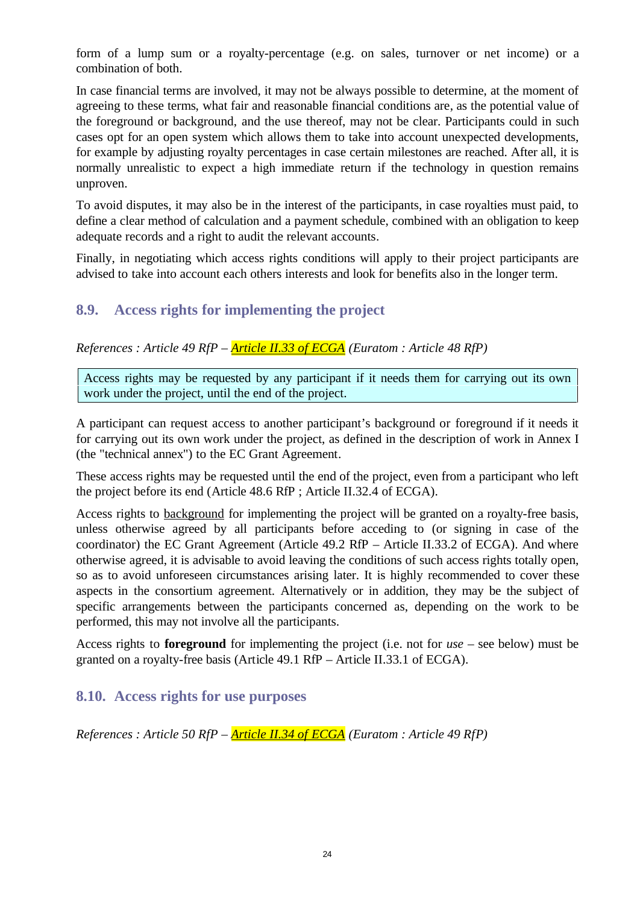form of a lump sum or a royalty-percentage (e.g. on sales, turnover or net income) or a combination of both.

In case financial terms are involved, it may not be always possible to determine, at the moment of agreeing to these terms, what fair and reasonable financial conditions are, as the potential value of the foreground or background, and the use thereof, may not be clear. Participants could in such cases opt for an open system which allows them to take into account unexpected developments, for example by adjusting royalty percentages in case certain milestones are reached. After all, it is normally unrealistic to expect a high immediate return if the technology in question remains unproven.

To avoid disputes, it may also be in the interest of the participants, in case royalties must paid, to define a clear method of calculation and a payment schedule, combined with an obligation to keep adequate records and a right to audit the relevant accounts.

Finally, in negotiating which access rights conditions will apply to their project participants are advised to take into account each others interests and look for benefits also in the longer term.

## 8.9. Access rights for implementing the project

*References : Article 49 RfP – Article II.33 of ECGA (Euratom : Article 48 RfP)*

> Access rights may be requested by any participant if it needs them for carrying out its own work under the project, until the end of the project.

A participant can request access to another participant's background or foreground if it needs it for carrying out its own work under the project, as defined in the description of work in Annex I (the "technical annex") to the EC Grant Agreement.

These access rights may be requested until the end of the project, even from a participant who left the project before its end (Article 48.6 RfP ; Article II.32.4 of ECGA).

Access rights to background for implementing the project will be granted on a royalty-free basis, unless otherwise agreed by all participants before acceding to (or signing in case of the coordinator) the EC Grant Agreement (Article 49.2 RfP – Article II.33.2 of ECGA). And where otherwise agreed, it is advisable to avoid leaving the conditions of such access rights totally open, so as to avoid unforeseen circumstances arising later. It is highly recommended to cover these aspects in the consortium agreement. Alternatively or in addition, they may be the subject of specific arrangements between the participants concerned as, depending on the work to be performed, this may not involve all the participants.

Access rights to **foreground** for implementing the project (i.e. not for *use* – see below) must be granted on a royalty-free basis (Article 49.1 RfP – Article II.33.1 of ECGA).

## 8.10. Access rights for use purposes

*References : Article 50 RfP – Article II.34 of ECGA (Euratom : Article 49 RfP)*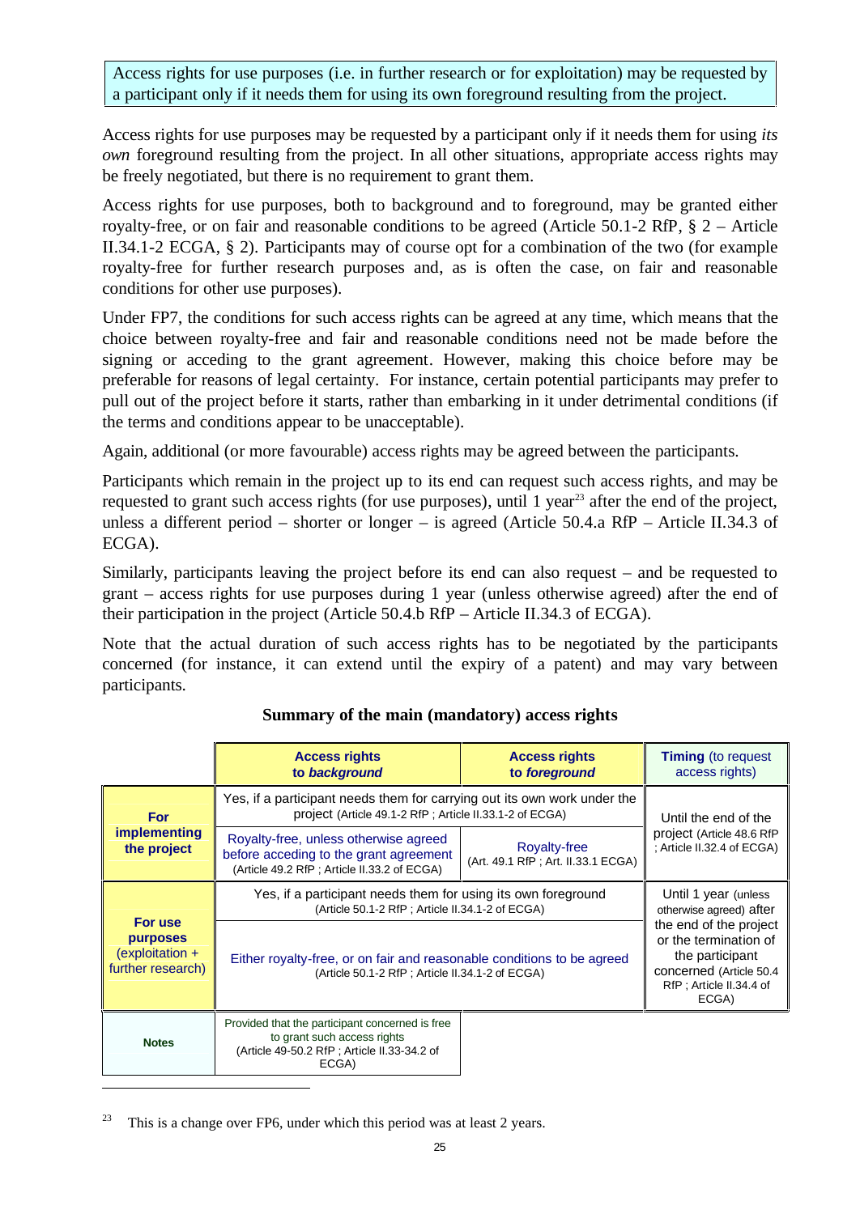Access rights for use purposes (i.e. in further research or for exploitation) may be requested by a participant only if it needs them for using its own foreground resulting from the project.

Access rights for use purposes may be requested by a participant only if it needs them for using *its own* foreground resulting from the project. In all other situations, appropriate access rights may be freely negotiated, but there is no requirement to grant them.

Access rights for use purposes, both to background and to foreground, may be granted either royalty-free, or on fair and reasonable conditions to be agreed (Article 50.1-2 RfP, § 2 – Article II.34.1-2 ECGA, § 2). Participants may of course opt for a combination of the two (for example royalty-free for further research purposes and, as is often the case, on fair and reasonable conditions for other use purposes).

Under FP7, the conditions for such access rights can be agreed at any time, which means that the choice between royalty-free and fair and reasonable conditions need not be made before the signing or acceding to the grant agreement. However, making this choice before may be preferable for reasons of legal certainty. For instance, certain potential participants may prefer to pull out of the project before it starts, rather than embarking in it under detrimental conditions (if the terms and conditions appear to be unacceptable).

Again, additional (or more favourable) access rights may be agreed between the participants.

Participants which remain in the project up to its end can request such access rights, and may be requested to grant such access rights (for use purposes), until 1 year[23] after the end of the project, unless a different period – shorter or longer – is agreed (Article 50.4.a RfP – Article II.34.3 of ECGA).

Similarly, participants leaving the project before its end can also request – and be requested to grant – access rights for use purposes during 1 year (unless otherwise agreed) after the end of their participation in the project (Article 50.4.b RfP – Article II.34.3 of ECGA).

Note that the actual duration of such access rights has to be negotiated by the participants concerned (for instance, it can extend until the expiry of a patent) and may vary between participants.

**Summary of the main (mandatory) access rights**

| | **Access rights to *background*** | **Access rights to *foreground*** | **Timing** (to request access rights) |
|---|---|---|---|
| **For implementing the project** | Yes, if a participant needs them for carrying out its own work under the project (Article 49.1-2 RfP ; Article II.33.1-2 of ECGA) | | Until the end of the project (Article 48.6 RfP ; Article II.32.4 of ECGA) |
| | Royalty-free, unless otherwise agreed before acceding to the grant agreement (Article 49.2 RfP ; Article II.33.2 of ECGA) | Royalty-free (Art. 49.1 RfP ; Art. II.33.1 ECGA) | |
| **For use purposes** (exploitation + further research) | Yes, if a participant needs them for using its own foreground (Article 50.1-2 RfP ; Article II.34.1-2 of ECGA) | | Until 1 year (unless otherwise agreed) after the end of the project or the termination of the participant concerned (Article 50.4 RfP ; Article II.34.4 of ECGA) |
| | Either royalty-free, or on fair and reasonable conditions to be agreed (Article 50.1-2 RfP ; Article II.34.1-2 of ECGA) | | |
| **Notes** | Provided that the participant concerned is free to grant such access rights (Article 49-50.2 RfP ; Article II.33-34.2 of ECGA) | | |

[23] This is a change over FP6, under which this period was at least 2 years.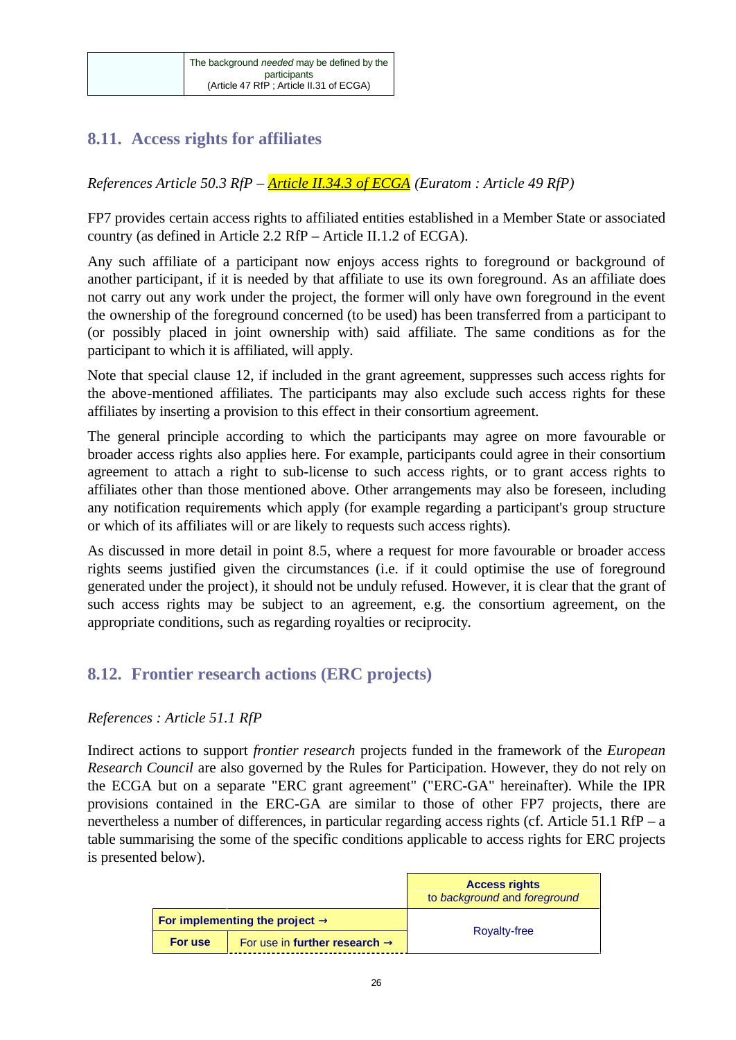| | The background *needed* may be defined by the participants (Article 47 RfP ; Article II.31 of ECGA) |
|---|---|

## 8.11. Access rights for affiliates

*References Article 50.3 RfP – Article II.34.3 of ECGA (Euratom : Article 49 RfP)*

FP7 provides certain access rights to affiliated entities established in a Member State or associated country (as defined in Article 2.2 RfP – Article II.1.2 of ECGA).

Any such affiliate of a participant now enjoys access rights to foreground or background of another participant, if it is needed by that affiliate to use its own foreground. As an affiliate does not carry out any work under the project, the former will only have own foreground in the event the ownership of the foreground concerned (to be used) has been transferred from a participant to (or possibly placed in joint ownership with) said affiliate. The same conditions as for the participant to which it is affiliated, will apply.

Note that special clause 12, if included in the grant agreement, suppresses such access rights for the above-mentioned affiliates. The participants may also exclude such access rights for these affiliates by inserting a provision to this effect in their consortium agreement.

The general principle according to which the participants may agree on more favourable or broader access rights also applies here. For example, participants could agree in their consortium agreement to attach a right to sub-license to such access rights, or to grant access rights to affiliates other than those mentioned above. Other arrangements may also be foreseen, including any notification requirements which apply (for example regarding a participant's group structure or which of its affiliates will or are likely to requests such access rights).

As discussed in more detail in point 8.5, where a request for more favourable or broader access rights seems justified given the circumstances (i.e. if it could optimise the use of foreground generated under the project), it should not be unduly refused. However, it is clear that the grant of such access rights may be subject to an agreement, e.g. the consortium agreement, on the appropriate conditions, such as regarding royalties or reciprocity.

## 8.12. Frontier research actions (ERC projects)

*References : Article 51.1 RfP*

Indirect actions to support *frontier research* projects funded in the framework of the *European Research Council* are also governed by the Rules for Participation. However, they do not rely on the ECGA but on a separate "ERC grant agreement" ("ERC-GA" hereinafter). While the IPR provisions contained in the ERC-GA are similar to those of other FP7 projects, there are nevertheless a number of differences, in particular regarding access rights (cf. Article 51.1 RfP – a table summarising the some of the specific conditions applicable to access rights for ERC projects is presented below).

| | | **Access rights** to *background* and *foreground* |
|---|---|---|
| **For implementing the project →** | | Royalty-free |
| **For use** | For use in **further research →** | |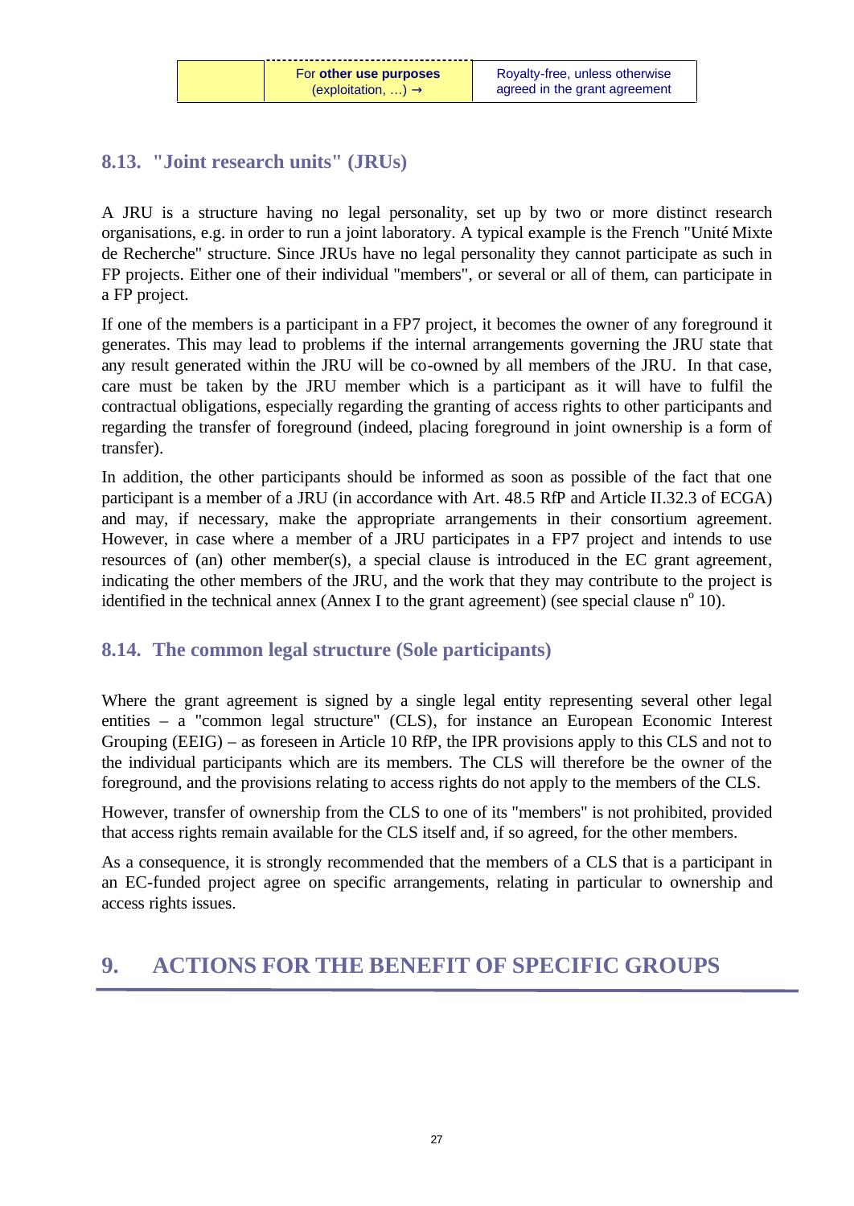| | For **other use purposes** (exploitation, …) → | Royalty-free, unless otherwise agreed in the grant agreement |
|---|---|---|

## 8.13. "Joint research units" (JRUs)

A JRU is a structure having no legal personality, set up by two or more distinct research organisations, e.g. in order to run a joint laboratory. A typical example is the French "Unité Mixte de Recherche" structure. Since JRUs have no legal personality they cannot participate as such in FP projects. Either one of their individual "members", or several or all of them, can participate in a FP project.

If one of the members is a participant in a FP7 project, it becomes the owner of any foreground it generates. This may lead to problems if the internal arrangements governing the JRU state that any result generated within the JRU will be co-owned by all members of the JRU. In that case, care must be taken by the JRU member which is a participant as it will have to fulfil the contractual obligations, especially regarding the granting of access rights to other participants and regarding the transfer of foreground (indeed, placing foreground in joint ownership is a form of transfer).

In addition, the other participants should be informed as soon as possible of the fact that one participant is a member of a JRU (in accordance with Art. 48.5 RfP and Article II.32.3 of ECGA) and may, if necessary, make the appropriate arrangements in their consortium agreement. However, in case where a member of a JRU participates in a FP7 project and intends to use resources of (an) other member(s), a special clause is introduced in the EC grant agreement, indicating the other members of the JRU, and the work that they may contribute to the project is identified in the technical annex (Annex I to the grant agreement) (see special clause n° 10).

## 8.14. The common legal structure (Sole participants)

Where the grant agreement is signed by a single legal entity representing several other legal entities – a "common legal structure" (CLS), for instance an European Economic Interest Grouping (EEIG) – as foreseen in Article 10 RfP, the IPR provisions apply to this CLS and not to the individual participants which are its members. The CLS will therefore be the owner of the foreground, and the provisions relating to access rights do not apply to the members of the CLS.

However, transfer of ownership from the CLS to one of its "members" is not prohibited, provided that access rights remain available for the CLS itself and, if so agreed, for the other members.

As a consequence, it is strongly recommended that the members of a CLS that is a participant in an EC-funded project agree on specific arrangements, relating in particular to ownership and access rights issues.

# 9. ACTIONS FOR THE BENEFIT OF SPECIFIC GROUPS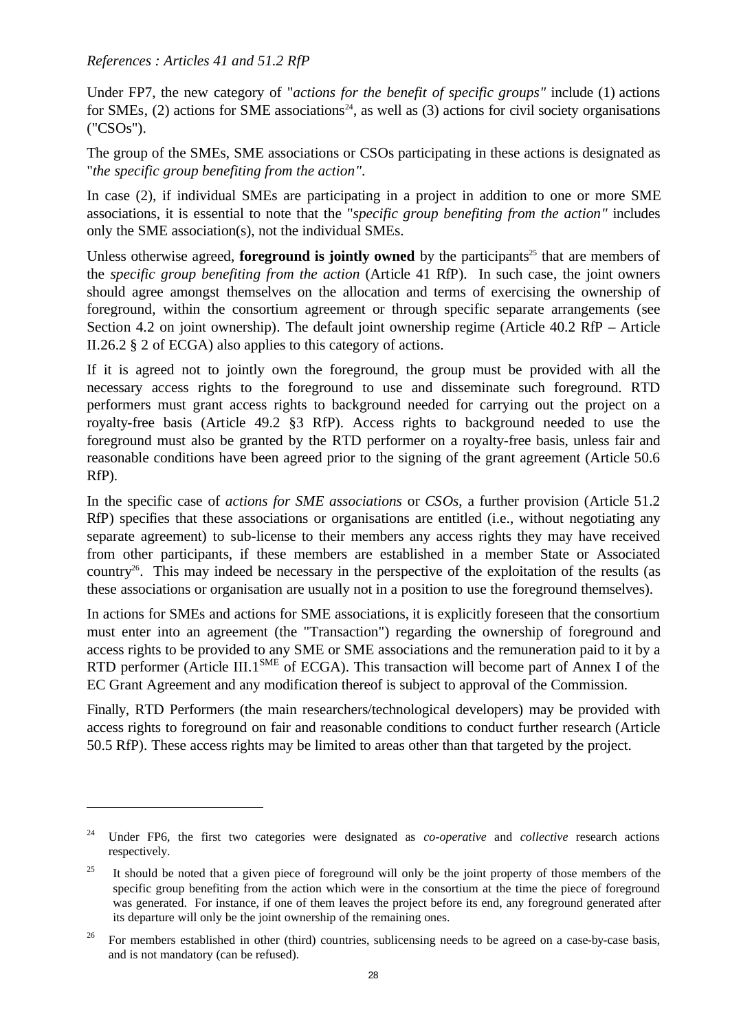*References : Articles 41 and 51.2 RfP*

Under FP7, the new category of "*actions for the benefit of specific groups"* include (1) actions for SMEs, (2) actions for SME associations[24], as well as (3) actions for civil society organisations ("CSOs").

The group of the SMEs, SME associations or CSOs participating in these actions is designated as "*the specific group benefiting from the action"*.

In case (2), if individual SMEs are participating in a project in addition to one or more SME associations, it is essential to note that the "*specific group benefiting from the action"* includes only the SME association(s), not the individual SMEs.

Unless otherwise agreed, **foreground is jointly owned** by the participants[25] that are members of the *specific group benefiting from the action* (Article 41 RfP). In such case, the joint owners should agree amongst themselves on the allocation and terms of exercising the ownership of foreground, within the consortium agreement or through specific separate arrangements (see Section 4.2 on joint ownership). The default joint ownership regime (Article 40.2 RfP – Article II.26.2 § 2 of ECGA) also applies to this category of actions.

If it is agreed not to jointly own the foreground, the group must be provided with all the necessary access rights to the foreground to use and disseminate such foreground. RTD performers must grant access rights to background needed for carrying out the project on a royalty-free basis (Article 49.2 §3 RfP). Access rights to background needed to use the foreground must also be granted by the RTD performer on a royalty-free basis, unless fair and reasonable conditions have been agreed prior to the signing of the grant agreement (Article 50.6 RfP).

In the specific case of *actions for SME associations* or *CSOs*, a further provision (Article 51.2 RfP) specifies that these associations or organisations are entitled (i.e., without negotiating any separate agreement) to sub-license to their members any access rights they may have received from other participants, if these members are established in a member State or Associated country[26]. This may indeed be necessary in the perspective of the exploitation of the results (as these associations or organisation are usually not in a position to use the foreground themselves).

In actions for SMEs and actions for SME associations, it is explicitly foreseen that the consortium must enter into an agreement (the "Transaction") regarding the ownership of foreground and access rights to be provided to any SME or SME associations and the remuneration paid to it by a RTD performer (Article III.1$^{SME}$ of ECGA). This transaction will become part of Annex I of the EC Grant Agreement and any modification thereof is subject to approval of the Commission.

Finally, RTD Performers (the main researchers/technological developers) may be provided with access rights to foreground on fair and reasonable conditions to conduct further research (Article 50.5 RfP). These access rights may be limited to areas other than that targeted by the project.

---

[24] Under FP6, the first two categories were designated as *co-operative* and *collective* research actions respectively.

[25] It should be noted that a given piece of foreground will only be the joint property of those members of the specific group benefiting from the action which were in the consortium at the time the piece of foreground was generated. For instance, if one of them leaves the project before its end, any foreground generated after its departure will only be the joint ownership of the remaining ones.

[26] For members established in other (third) countries, sublicensing needs to be agreed on a case-by-case basis, and is not mandatory (can be refused).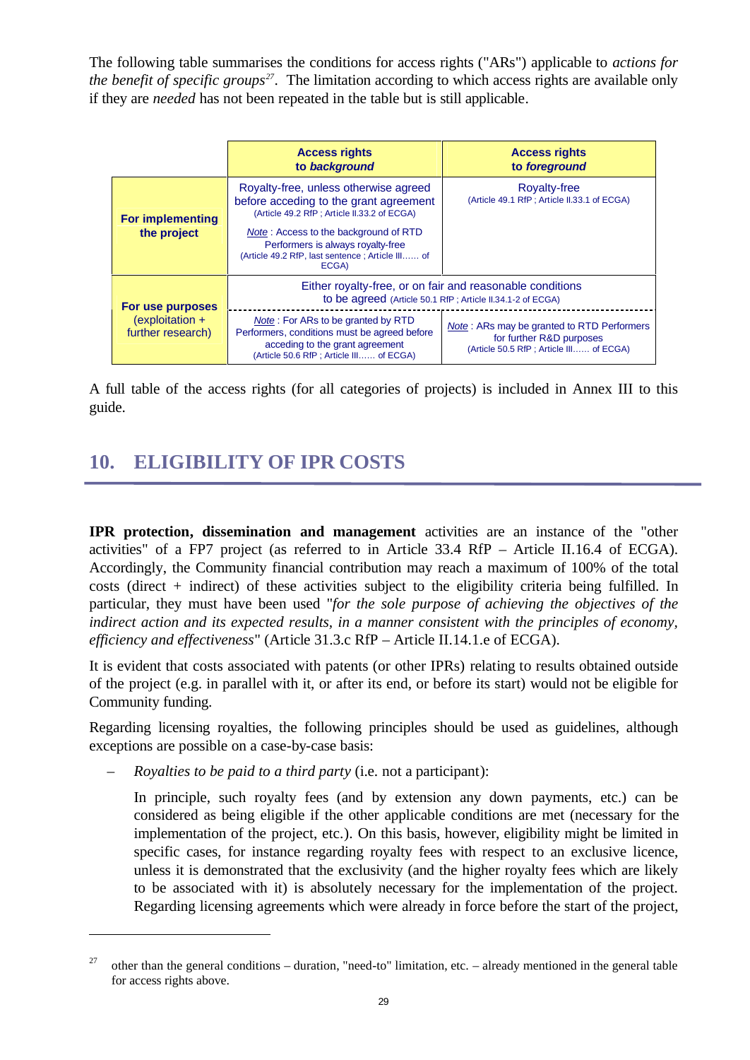The following table summarises the conditions for access rights ("ARs") applicable to *actions for the benefit of specific groups*[27]. The limitation according to which access rights are available only if they are *needed* has not been repeated in the table but is still applicable.

| | **Access rights to *background*** | **Access rights to *foreground*** |
|---|---|---|
| **For implementing the project** | Royalty-free, unless otherwise agreed before acceding to the grant agreement (Article 49.2 RfP ; Article II.33.2 of ECGA)<br><br>*Note* : Access to the background of RTD Performers is always royalty-free (Article 49.2 RfP, last sentence ; Article III...... of ECGA) | Royalty-free (Article 49.1 RfP ; Article II.33.1 of ECGA) |
| **For use purposes** (exploitation + further research) | Either royalty-free, or on fair and reasonable conditions to be agreed (Article 50.1 RfP ; Article II.34.1-2 of ECGA)<br><br>*Note* : For ARs to be granted by RTD Performers, conditions must be agreed before acceding to the grant agreement (Article 50.6 RfP ; Article III...... of ECGA) | Either royalty-free, or on fair and reasonable conditions to be agreed (Article 50.1 RfP ; Article II.34.1-2 of ECGA)<br><br>*Note* : ARs may be granted to RTD Performers for further R&D purposes (Article 50.5 RfP ; Article III...... of ECGA) |

A full table of the access rights (for all categories of projects) is included in Annex III to this guide.

## 10. ELIGIBILITY OF IPR COSTS

**IPR protection, dissemination and management** activities are an instance of the "other activities" of a FP7 project (as referred to in Article 33.4 RfP – Article II.16.4 of ECGA). Accordingly, the Community financial contribution may reach a maximum of 100% of the total costs (direct + indirect) of these activities subject to the eligibility criteria being fulfilled. In particular, they must have been used "*for the sole purpose of achieving the objectives of the indirect action and its expected results, in a manner consistent with the principles of economy, efficiency and effectiveness*" (Article 31.3.c RfP – Article II.14.1.e of ECGA).

It is evident that costs associated with patents (or other IPRs) relating to results obtained outside of the project (e.g. in parallel with it, or after its end, or before its start) would not be eligible for Community funding.

Regarding licensing royalties, the following principles should be used as guidelines, although exceptions are possible on a case-by-case basis:

– *Royalties to be paid to a third party* (i.e. not a participant):

In principle, such royalty fees (and by extension any down payments, etc.) can be considered as being eligible if the other applicable conditions are met (necessary for the implementation of the project, etc.). On this basis, however, eligibility might be limited in specific cases, for instance regarding royalty fees with respect to an exclusive licence, unless it is demonstrated that the exclusivity (and the higher royalty fees which are likely to be associated with it) is absolutely necessary for the implementation of the project. Regarding licensing agreements which were already in force before the start of the project,

[27] other than the general conditions – duration, "need-to" limitation, etc. – already mentioned in the general table for access rights above.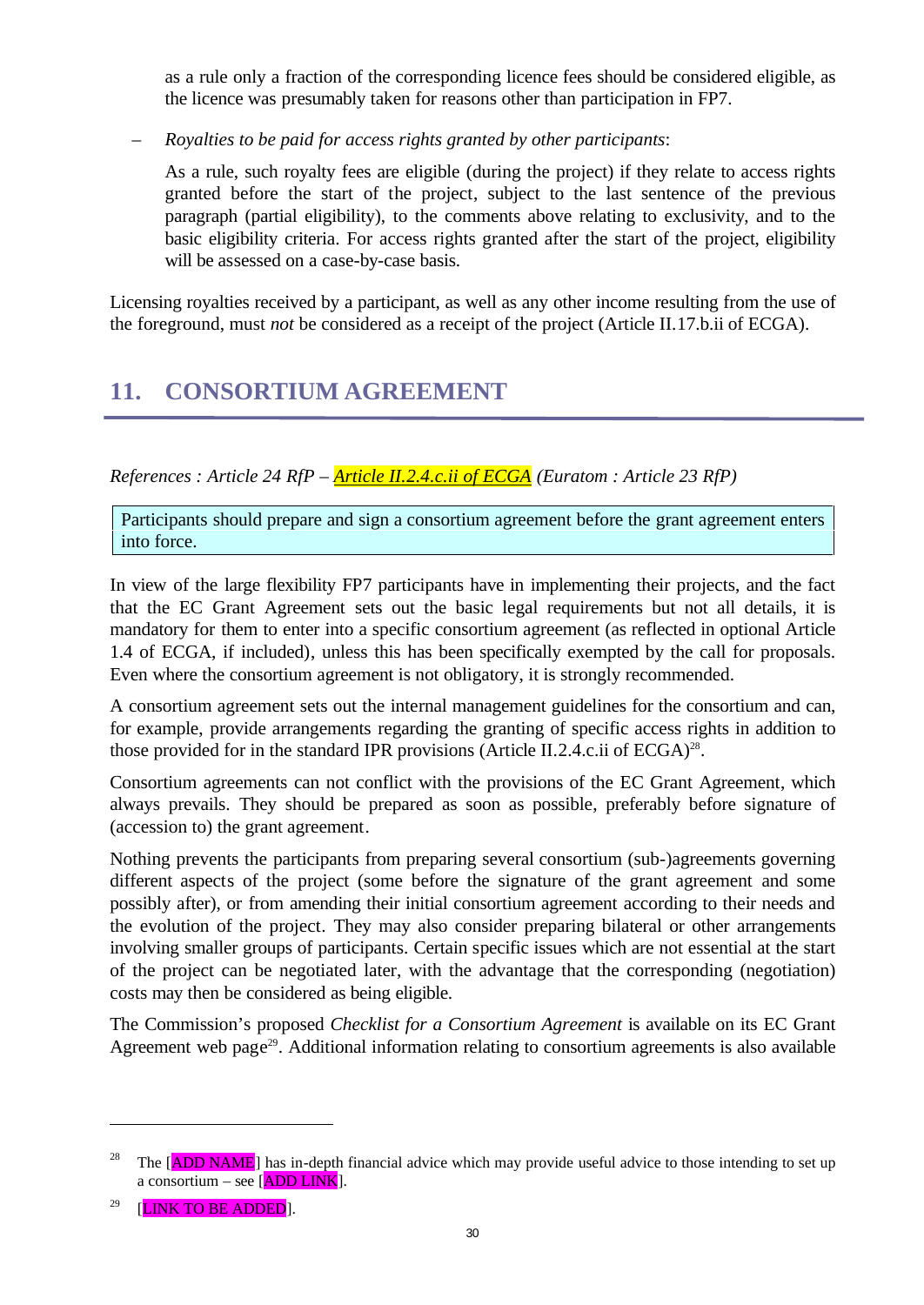as a rule only a fraction of the corresponding licence fees should be considered eligible, as the licence was presumably taken for reasons other than participation in FP7.

– *Royalties to be paid for access rights granted by other participants*:

  As a rule, such royalty fees are eligible (during the project) if they relate to access rights granted before the start of the project, subject to the last sentence of the previous paragraph (partial eligibility), to the comments above relating to exclusivity, and to the basic eligibility criteria. For access rights granted after the start of the project, eligibility will be assessed on a case-by-case basis.

Licensing royalties received by a participant, as well as any other income resulting from the use of the foreground, must *not* be considered as a receipt of the project (Article II.17.b.ii of ECGA).

## 11. CONSORTIUM AGREEMENT

*References : Article 24 RfP – Article II.2.4.c.ii of ECGA (Euratom : Article 23 RfP)*

> Participants should prepare and sign a consortium agreement before the grant agreement enters into force.

In view of the large flexibility FP7 participants have in implementing their projects, and the fact that the EC Grant Agreement sets out the basic legal requirements but not all details, it is mandatory for them to enter into a specific consortium agreement (as reflected in optional Article 1.4 of ECGA, if included), unless this has been specifically exempted by the call for proposals. Even where the consortium agreement is not obligatory, it is strongly recommended.

A consortium agreement sets out the internal management guidelines for the consortium and can, for example, provide arrangements regarding the granting of specific access rights in addition to those provided for in the standard IPR provisions (Article II.2.4.c.ii of ECGA)[28].

Consortium agreements can not conflict with the provisions of the EC Grant Agreement, which always prevails. They should be prepared as soon as possible, preferably before signature of (accession to) the grant agreement.

Nothing prevents the participants from preparing several consortium (sub-)agreements governing different aspects of the project (some before the signature of the grant agreement and some possibly after), or from amending their initial consortium agreement according to their needs and the evolution of the project. They may also consider preparing bilateral or other arrangements involving smaller groups of participants. Certain specific issues which are not essential at the start of the project can be negotiated later, with the advantage that the corresponding (negotiation) costs may then be considered as being eligible.

The Commission's proposed *Checklist for a Consortium Agreement* is available on its EC Grant Agreement web page[29]. Additional information relating to consortium agreements is also available

---

[28] The [ADD NAME] has in-depth financial advice which may provide useful advice to those intending to set up a consortium – see [ADD LINK].

[29] [LINK TO BE ADDED].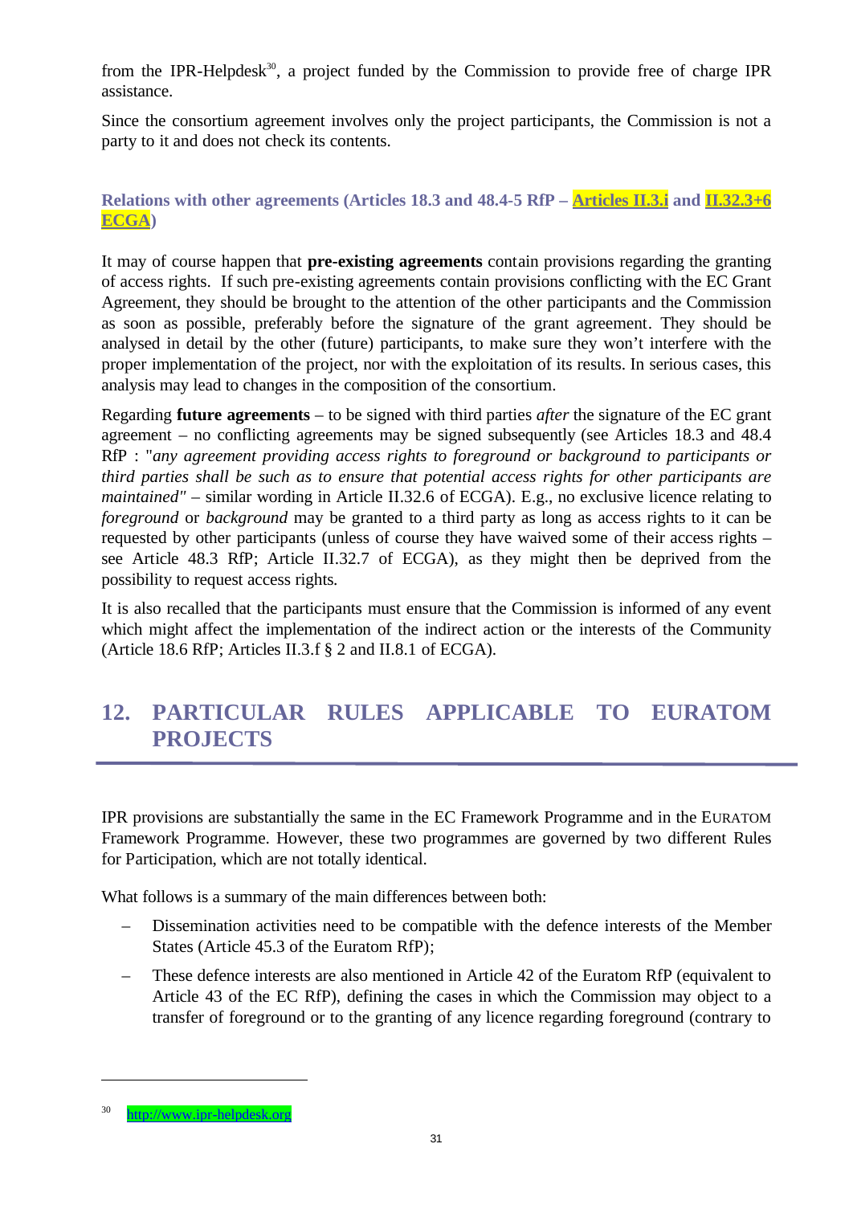from the IPR-Helpdesk[30], a project funded by the Commission to provide free of charge IPR assistance.

Since the consortium agreement involves only the project participants, the Commission is not a party to it and does not check its contents.

### Relations with other agreements (Articles 18.3 and 48.4-5 RfP – Articles II.3.i and II.32.3+6 ECGA)

It may of course happen that **pre-existing agreements** contain provisions regarding the granting of access rights. If such pre-existing agreements contain provisions conflicting with the EC Grant Agreement, they should be brought to the attention of the other participants and the Commission as soon as possible, preferably before the signature of the grant agreement. They should be analysed in detail by the other (future) participants, to make sure they won't interfere with the proper implementation of the project, nor with the exploitation of its results. In serious cases, this analysis may lead to changes in the composition of the consortium.

Regarding **future agreements** – to be signed with third parties *after* the signature of the EC grant agreement – no conflicting agreements may be signed subsequently (see Articles 18.3 and 48.4 RfP : "*any agreement providing access rights to foreground or background to participants or third parties shall be such as to ensure that potential access rights for other participants are maintained"* – similar wording in Article II.32.6 of ECGA). E.g., no exclusive licence relating to *foreground* or *background* may be granted to a third party as long as access rights to it can be requested by other participants (unless of course they have waived some of their access rights – see Article 48.3 RfP; Article II.32.7 of ECGA), as they might then be deprived from the possibility to request access rights.

It is also recalled that the participants must ensure that the Commission is informed of any event which might affect the implementation of the indirect action or the interests of the Community (Article 18.6 RfP; Articles II.3.f § 2 and II.8.1 of ECGA).

## 12. PARTICULAR RULES APPLICABLE TO EURATOM PROJECTS

IPR provisions are substantially the same in the EC Framework Programme and in the EURATOM Framework Programme. However, these two programmes are governed by two different Rules for Participation, which are not totally identical.

What follows is a summary of the main differences between both:

- Dissemination activities need to be compatible with the defence interests of the Member States (Article 45.3 of the Euratom RfP);
- These defence interests are also mentioned in Article 42 of the Euratom RfP (equivalent to Article 43 of the EC RfP), defining the cases in which the Commission may object to a transfer of foreground or to the granting of any licence regarding foreground (contrary to

[30] http://www.ipr-helpdesk.org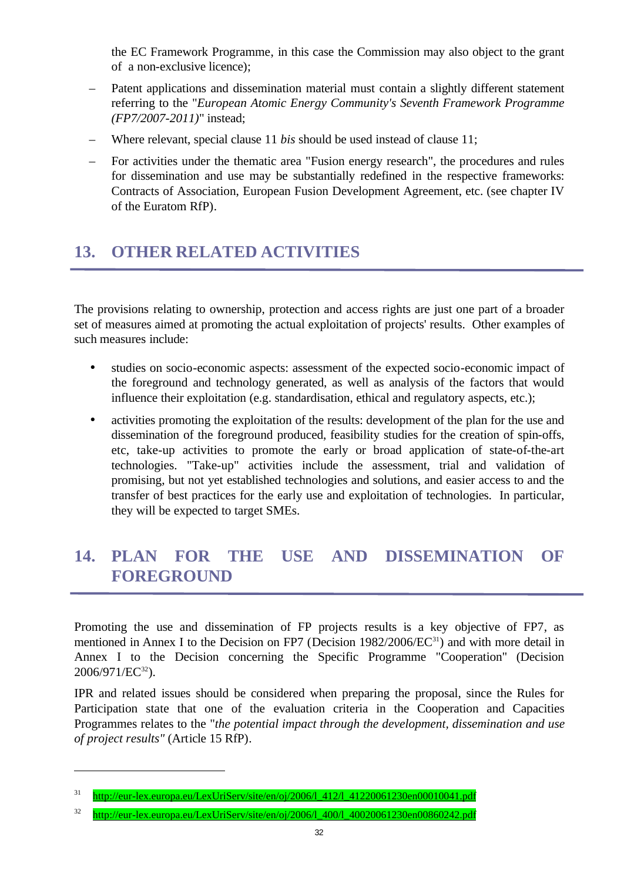the EC Framework Programme, in this case the Commission may also object to the grant of a non-exclusive licence);

- Patent applications and dissemination material must contain a slightly different statement referring to the "*European Atomic Energy Community's Seventh Framework Programme (FP7/2007-2011)*" instead;
- Where relevant, special clause 11 *bis* should be used instead of clause 11;
- For activities under the thematic area "Fusion energy research", the procedures and rules for dissemination and use may be substantially redefined in the respective frameworks: Contracts of Association, European Fusion Development Agreement, etc. (see chapter IV of the Euratom RfP).

## 13. OTHER RELATED ACTIVITIES

The provisions relating to ownership, protection and access rights are just one part of a broader set of measures aimed at promoting the actual exploitation of projects' results. Other examples of such measures include:

- studies on socio-economic aspects: assessment of the expected socio-economic impact of the foreground and technology generated, as well as analysis of the factors that would influence their exploitation (e.g. standardisation, ethical and regulatory aspects, etc.);
- activities promoting the exploitation of the results: development of the plan for the use and dissemination of the foreground produced, feasibility studies for the creation of spin-offs, etc, take-up activities to promote the early or broad application of state-of-the-art technologies. "Take-up" activities include the assessment, trial and validation of promising, but not yet established technologies and solutions, and easier access to and the transfer of best practices for the early use and exploitation of technologies. In particular, they will be expected to target SMEs.

## 14. PLAN FOR THE USE AND DISSEMINATION OF FOREGROUND

Promoting the use and dissemination of FP projects results is a key objective of FP7, as mentioned in Annex I to the Decision on FP7 (Decision 1982/2006/EC[31]) and with more detail in Annex I to the Decision concerning the Specific Programme "Cooperation" (Decision 2006/971/EC[32]).

IPR and related issues should be considered when preparing the proposal, since the Rules for Participation state that one of the evaluation criteria in the Cooperation and Capacities Programmes relates to the "*the potential impact through the development, dissemination and use of project results"* (Article 15 RfP).

---

[31] http://eur-lex.europa.eu/LexUriServ/site/en/oj/2006/l_412/l_41220061230en00010041.pdf

[32] http://eur-lex.europa.eu/LexUriServ/site/en/oj/2006/l_400/l_40020061230en00860242.pdf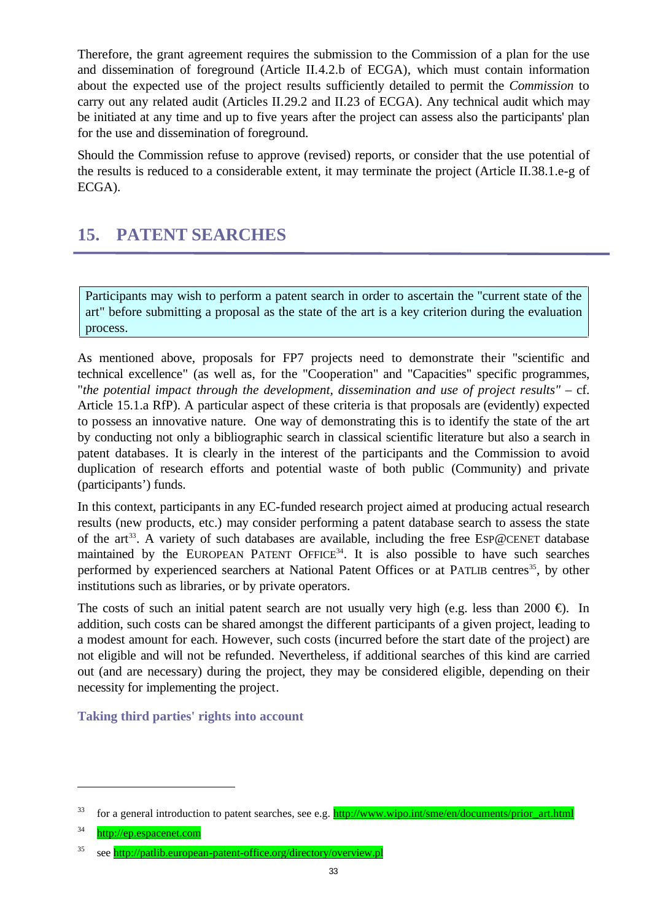Therefore, the grant agreement requires the submission to the Commission of a plan for the use and dissemination of foreground (Article II.4.2.b of ECGA), which must contain information about the expected use of the project results sufficiently detailed to permit the *Commission* to carry out any related audit (Articles II.29.2 and II.23 of ECGA). Any technical audit which may be initiated at any time and up to five years after the project can assess also the participants' plan for the use and dissemination of foreground.

Should the Commission refuse to approve (revised) reports, or consider that the use potential of the results is reduced to a considerable extent, it may terminate the project (Article II.38.1.e-g of ECGA).

# 15. PATENT SEARCHES

> Participants may wish to perform a patent search in order to ascertain the "current state of the art" before submitting a proposal as the state of the art is a key criterion during the evaluation process.

As mentioned above, proposals for FP7 projects need to demonstrate their "scientific and technical excellence" (as well as, for the "Cooperation" and "Capacities" specific programmes, "*the potential impact through the development, dissemination and use of project results"* – cf. Article 15.1.a RfP). A particular aspect of these criteria is that proposals are (evidently) expected to possess an innovative nature. One way of demonstrating this is to identify the state of the art by conducting not only a bibliographic search in classical scientific literature but also a search in patent databases. It is clearly in the interest of the participants and the Commission to avoid duplication of research efforts and potential waste of both public (Community) and private (participants') funds.

In this context, participants in any EC-funded research project aimed at producing actual research results (new products, etc.) may consider performing a patent database search to assess the state of the art[33]. A variety of such databases are available, including the free ESP@CENET database maintained by the EUROPEAN PATENT OFFICE[34]. It is also possible to have such searches performed by experienced searchers at National Patent Offices or at PATLIB centres[35], by other institutions such as libraries, or by private operators.

The costs of such an initial patent search are not usually very high (e.g. less than 2000 €). In addition, such costs can be shared amongst the different participants of a given project, leading to a modest amount for each. However, such costs (incurred before the start date of the project) are not eligible and will not be refunded. Nevertheless, if additional searches of this kind are carried out (and are necessary) during the project, they may be considered eligible, depending on their necessity for implementing the project.

### Taking third parties' rights into account

---

[33] for a general introduction to patent searches, see e.g. http://www.wipo.int/sme/en/documents/prior_art.html

[34] http://ep.espacenet.com

[35] see http://patlib.european-patent-office.org/directory/overview.pl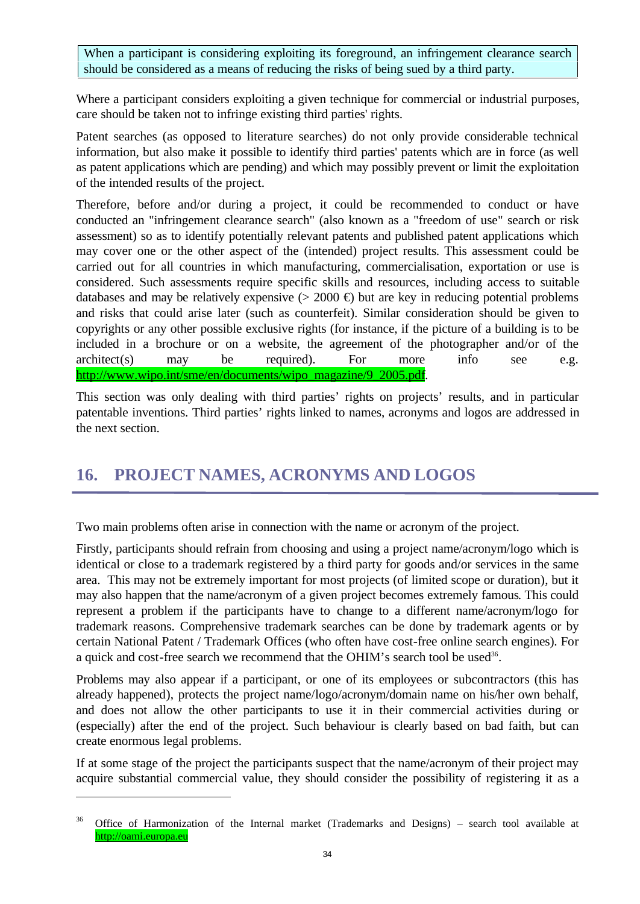> When a participant is considering exploiting its foreground, an infringement clearance search should be considered as a means of reducing the risks of being sued by a third party.

Where a participant considers exploiting a given technique for commercial or industrial purposes, care should be taken not to infringe existing third parties' rights.

Patent searches (as opposed to literature searches) do not only provide considerable technical information, but also make it possible to identify third parties' patents which are in force (as well as patent applications which are pending) and which may possibly prevent or limit the exploitation of the intended results of the project.

Therefore, before and/or during a project, it could be recommended to conduct or have conducted an "infringement clearance search" (also known as a "freedom of use" search or risk assessment) so as to identify potentially relevant patents and published patent applications which may cover one or the other aspect of the (intended) project results. This assessment could be carried out for all countries in which manufacturing, commercialisation, exportation or use is considered. Such assessments require specific skills and resources, including access to suitable databases and may be relatively expensive (> 2000 €) but are key in reducing potential problems and risks that could arise later (such as counterfeit). Similar consideration should be given to copyrights or any other possible exclusive rights (for instance, if the picture of a building is to be included in a brochure or on a website, the agreement of the photographer and/or of the architect(s) may be required). For more info see e.g. http://www.wipo.int/sme/en/documents/wipo_magazine/9_2005.pdf.

This section was only dealing with third parties' rights on projects' results, and in particular patentable inventions. Third parties' rights linked to names, acronyms and logos are addressed in the next section.

## 16. PROJECT NAMES, ACRONYMS AND LOGOS

Two main problems often arise in connection with the name or acronym of the project.

Firstly, participants should refrain from choosing and using a project name/acronym/logo which is identical or close to a trademark registered by a third party for goods and/or services in the same area. This may not be extremely important for most projects (of limited scope or duration), but it may also happen that the name/acronym of a given project becomes extremely famous. This could represent a problem if the participants have to change to a different name/acronym/logo for trademark reasons. Comprehensive trademark searches can be done by trademark agents or by certain National Patent / Trademark Offices (who often have cost-free online search engines). For a quick and cost-free search we recommend that the OHIM's search tool be used[36].

Problems may also appear if a participant, or one of its employees or subcontractors (this has already happened), protects the project name/logo/acronym/domain name on his/her own behalf, and does not allow the other participants to use it in their commercial activities during or (especially) after the end of the project. Such behaviour is clearly based on bad faith, but can create enormous legal problems.

If at some stage of the project the participants suspect that the name/acronym of their project may acquire substantial commercial value, they should consider the possibility of registering it as a

---

[36] Office of Harmonization of the Internal market (Trademarks and Designs) – search tool available at http://oami.europa.eu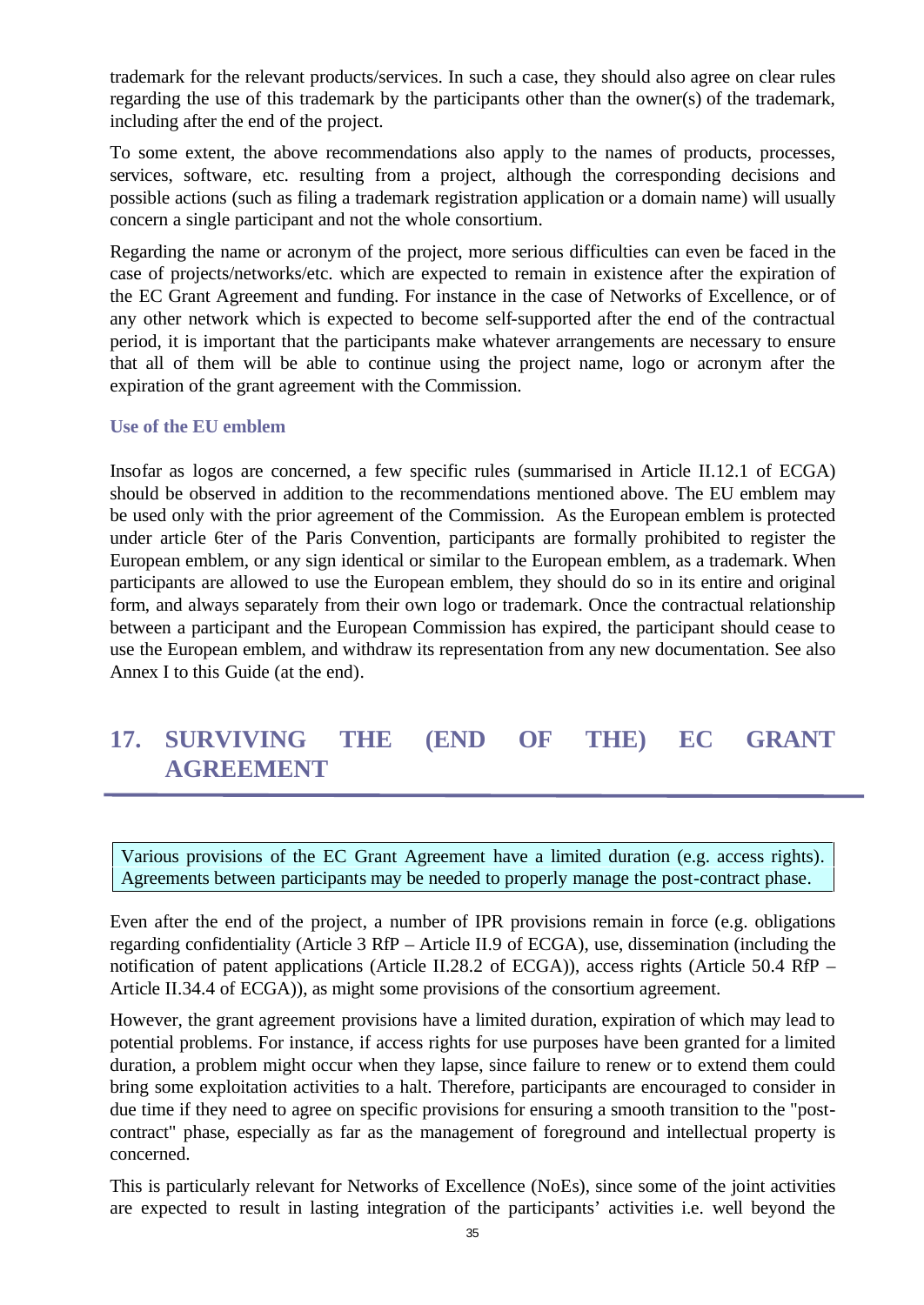trademark for the relevant products/services. In such a case, they should also agree on clear rules regarding the use of this trademark by the participants other than the owner(s) of the trademark, including after the end of the project.

To some extent, the above recommendations also apply to the names of products, processes, services, software, etc. resulting from a project, although the corresponding decisions and possible actions (such as filing a trademark registration application or a domain name) will usually concern a single participant and not the whole consortium.

Regarding the name or acronym of the project, more serious difficulties can even be faced in the case of projects/networks/etc. which are expected to remain in existence after the expiration of the EC Grant Agreement and funding. For instance in the case of Networks of Excellence, or of any other network which is expected to become self-supported after the end of the contractual period, it is important that the participants make whatever arrangements are necessary to ensure that all of them will be able to continue using the project name, logo or acronym after the expiration of the grant agreement with the Commission.

### Use of the EU emblem

Insofar as logos are concerned, a few specific rules (summarised in Article II.12.1 of ECGA) should be observed in addition to the recommendations mentioned above. The EU emblem may be used only with the prior agreement of the Commission. As the European emblem is protected under article 6ter of the Paris Convention, participants are formally prohibited to register the European emblem, or any sign identical or similar to the European emblem, as a trademark. When participants are allowed to use the European emblem, they should do so in its entire and original form, and always separately from their own logo or trademark. Once the contractual relationship between a participant and the European Commission has expired, the participant should cease to use the European emblem, and withdraw its representation from any new documentation. See also Annex I to this Guide (at the end).

## 17. SURVIVING THE (END OF THE) EC GRANT AGREEMENT

Various provisions of the EC Grant Agreement have a limited duration (e.g. access rights). Agreements between participants may be needed to properly manage the post-contract phase.

Even after the end of the project, a number of IPR provisions remain in force (e.g. obligations regarding confidentiality (Article 3 RfP – Article II.9 of ECGA), use, dissemination (including the notification of patent applications (Article II.28.2 of ECGA)), access rights (Article 50.4 RfP – Article II.34.4 of ECGA)), as might some provisions of the consortium agreement.

However, the grant agreement provisions have a limited duration, expiration of which may lead to potential problems. For instance, if access rights for use purposes have been granted for a limited duration, a problem might occur when they lapse, since failure to renew or to extend them could bring some exploitation activities to a halt. Therefore, participants are encouraged to consider in due time if they need to agree on specific provisions for ensuring a smooth transition to the "post-contract" phase, especially as far as the management of foreground and intellectual property is concerned.

This is particularly relevant for Networks of Excellence (NoEs), since some of the joint activities are expected to result in lasting integration of the participants' activities i.e. well beyond the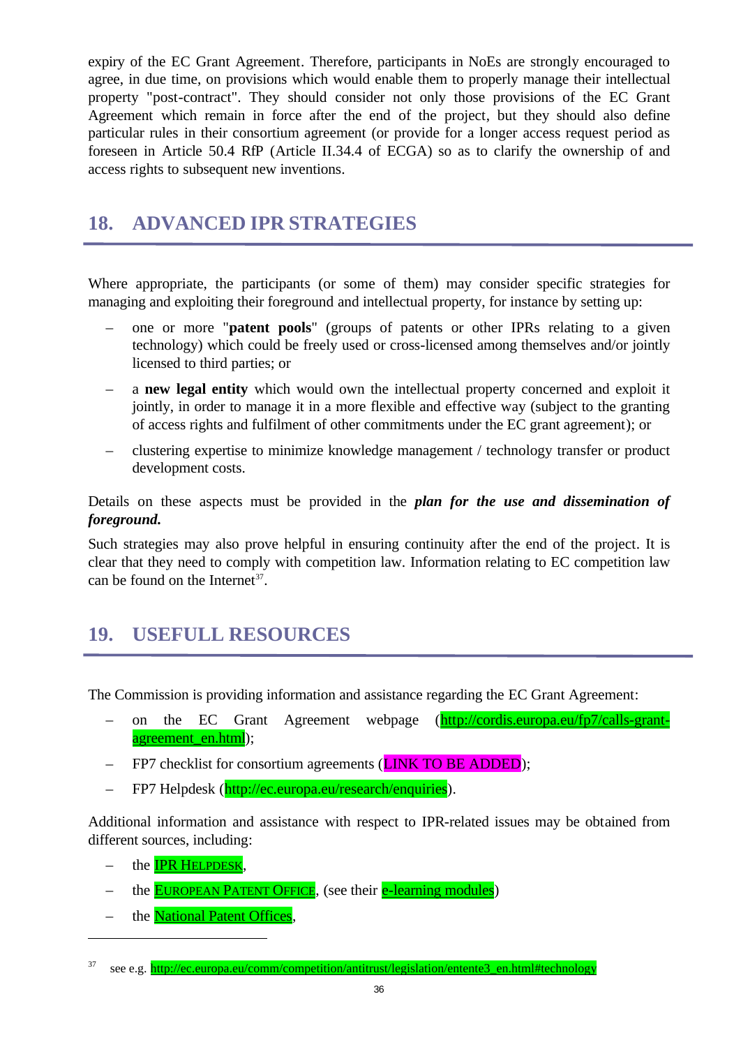expiry of the EC Grant Agreement. Therefore, participants in NoEs are strongly encouraged to agree, in due time, on provisions which would enable them to properly manage their intellectual property "post-contract". They should consider not only those provisions of the EC Grant Agreement which remain in force after the end of the project, but they should also define particular rules in their consortium agreement (or provide for a longer access request period as foreseen in Article 50.4 RfP (Article II.34.4 of ECGA) so as to clarify the ownership of and access rights to subsequent new inventions.

## 18. ADVANCED IPR STRATEGIES

Where appropriate, the participants (or some of them) may consider specific strategies for managing and exploiting their foreground and intellectual property, for instance by setting up:

- one or more "**patent pools**" (groups of patents or other IPRs relating to a given technology) which could be freely used or cross-licensed among themselves and/or jointly licensed to third parties; or
- a **new legal entity** which would own the intellectual property concerned and exploit it jointly, in order to manage it in a more flexible and effective way (subject to the granting of access rights and fulfilment of other commitments under the EC grant agreement); or
- clustering expertise to minimize knowledge management / technology transfer or product development costs.

Details on these aspects must be provided in the ***plan for the use and dissemination of foreground.***

Such strategies may also prove helpful in ensuring continuity after the end of the project. It is clear that they need to comply with competition law. Information relating to EC competition law can be found on the Internet[37].

## 19. USEFULL RESOURCES

The Commission is providing information and assistance regarding the EC Grant Agreement:

- on the EC Grant Agreement webpage (http://cordis.europa.eu/fp7/calls-grant-agreement_en.html);
- FP7 checklist for consortium agreements (LINK TO BE ADDED);
- FP7 Helpdesk (http://ec.europa.eu/research/enquiries).

Additional information and assistance with respect to IPR-related issues may be obtained from different sources, including:

- the IPR HELPDESK,
- the EUROPEAN PATENT OFFICE, (see their e-learning modules)
- the National Patent Offices,

---

[37] see e.g. http://ec.europa.eu/comm/competition/antitrust/legislation/entente3_en.html#technology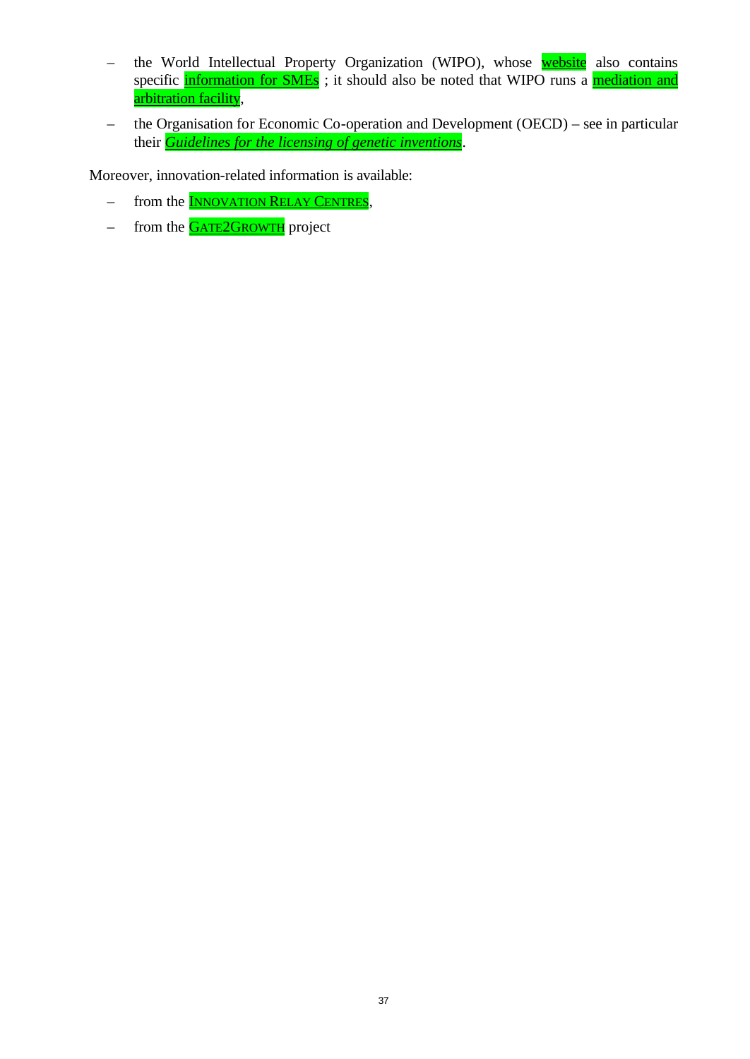- the World Intellectual Property Organization (WIPO), whose website also contains specific information for SMEs ; it should also be noted that WIPO runs a mediation and arbitration facility,
- the Organisation for Economic Co-operation and Development (OECD) – see in particular their *Guidelines for the licensing of genetic inventions*.

Moreover, innovation-related information is available:

- from the INNOVATION RELAY CENTRES,
- from the GATE2GROWTH project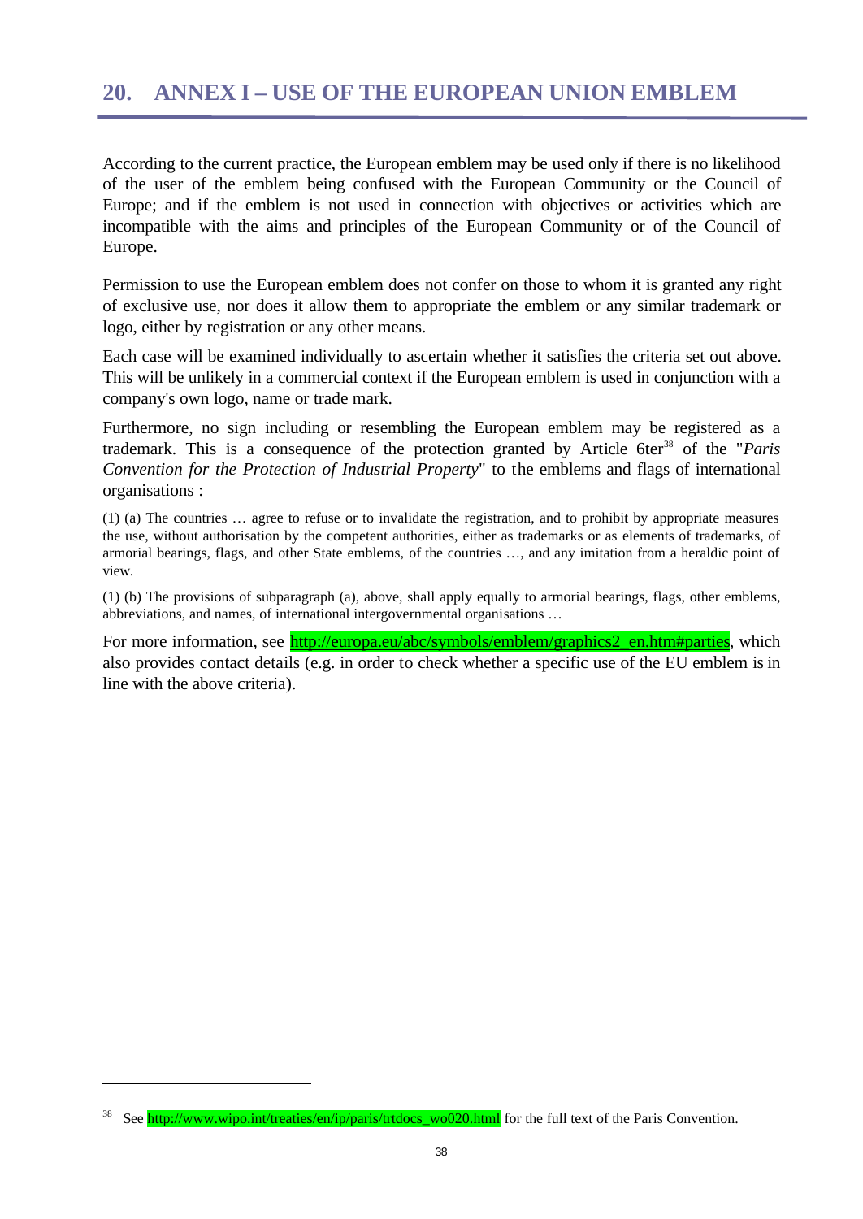# 20. ANNEX I – USE OF THE EUROPEAN UNION EMBLEM

According to the current practice, the European emblem may be used only if there is no likelihood of the user of the emblem being confused with the European Community or the Council of Europe; and if the emblem is not used in connection with objectives or activities which are incompatible with the aims and principles of the European Community or of the Council of Europe.

Permission to use the European emblem does not confer on those to whom it is granted any right of exclusive use, nor does it allow them to appropriate the emblem or any similar trademark or logo, either by registration or any other means.

Each case will be examined individually to ascertain whether it satisfies the criteria set out above. This will be unlikely in a commercial context if the European emblem is used in conjunction with a company's own logo, name or trade mark.

Furthermore, no sign including or resembling the European emblem may be registered as a trademark. This is a consequence of the protection granted by Article 6ter[38] of the "*Paris Convention for the Protection of Industrial Property*" to the emblems and flags of international organisations :

(1) (a) The countries … agree to refuse or to invalidate the registration, and to prohibit by appropriate measures the use, without authorisation by the competent authorities, either as trademarks or as elements of trademarks, of armorial bearings, flags, and other State emblems, of the countries …, and any imitation from a heraldic point of view.

(1) (b) The provisions of subparagraph (a), above, shall apply equally to armorial bearings, flags, other emblems, abbreviations, and names, of international intergovernmental organisations …

For more information, see http://europa.eu/abc/symbols/emblem/graphics2_en.htm#parties, which also provides contact details (e.g. in order to check whether a specific use of the EU emblem is in line with the above criteria).

---

[38] See http://www.wipo.int/treaties/en/ip/paris/trtdocs_wo020.html for the full text of the Paris Convention.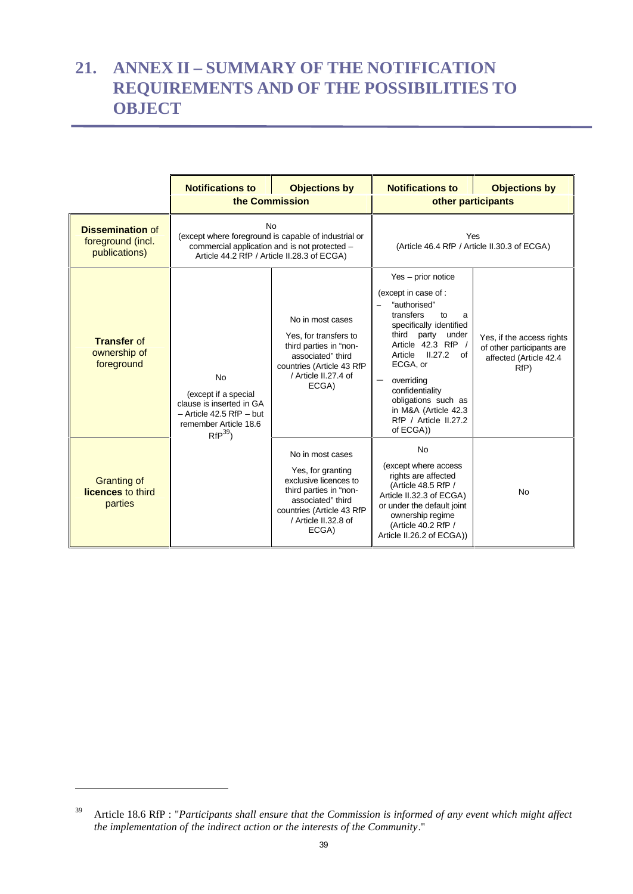# 21. ANNEX II – SUMMARY OF THE NOTIFICATION REQUIREMENTS AND OF THE POSSIBILITIES TO OBJECT

| | Notifications to the Commission | Objections by the Commission | Notifications to other participants | Objections by other participants |
|---|---|---|---|---|
| **Dissemination** of foreground (incl. publications) | No (except where foreground is capable of industrial or commercial application and is not protected – Article 44.2 RfP / Article II.28.3 of ECGA) | | Yes (Article 46.4 RfP / Article II.30.3 of ECGA) | |
| **Transfer** of ownership of foreground | No (except if a special clause is inserted in GA – Article 42.5 RfP – but remember Article 18.6 RfP[39]) | No in most cases<br>Yes, for transfers to third parties in "non-associated" third countries (Article 43 RfP / Article II.27.4 of ECGA) | Yes – prior notice<br>(except in case of :<br>– "authorised" transfers to a specifically identified third party under Article 42.3 RfP / Article II.27.2 of ECGA, or<br>– overriding confidentiality obligations such as in M&A (Article 42.3 RfP / Article II.27.2 of ECGA)) | Yes, if the access rights of other participants are affected (Article 42.4 RfP) |
| Granting of **licences** to third parties | | No in most cases<br>Yes, for granting exclusive licences to third parties in "non-associated" third countries (Article 43 RfP / Article II.32.8 of ECGA) | No<br>(except where access rights are affected (Article 48.5 RfP / Article II.32.3 of ECGA) or under the default joint ownership regime (Article 40.2 RfP / Article II.26.2 of ECGA)) | No |

[39] Article 18.6 RfP : "*Participants shall ensure that the Commission is informed of any event which might affect the implementation of the indirect action or the interests of the Community*."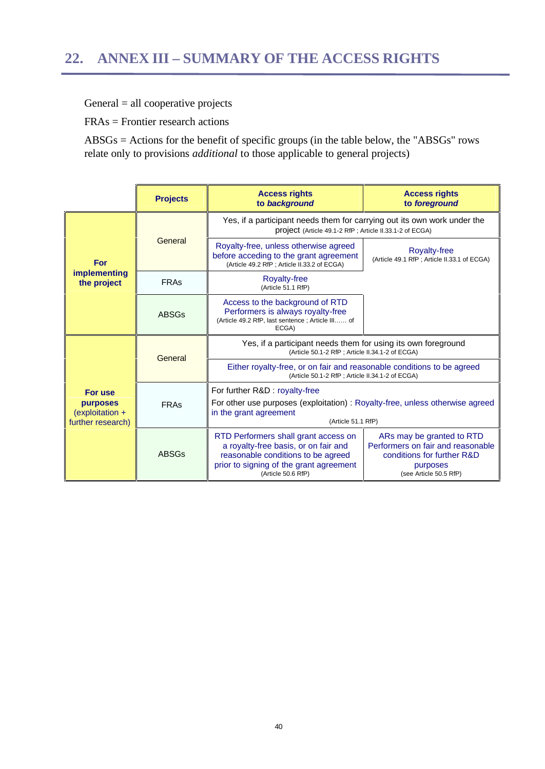## 22. ANNEX III – SUMMARY OF THE ACCESS RIGHTS

General = all cooperative projects

FRAs = Frontier research actions

ABSGs = Actions for the benefit of specific groups (in the table below, the "ABSGs" rows relate only to provisions *additional* to those applicable to general projects)

| | **Projects** | **Access rights to *background*** | **Access rights to *foreground*** |
|---|---|---|---|
| **For implementing the project** | General | Yes, if a participant needs them for carrying out its own work under the project (Article 49.1-2 RfP ; Article II.33.1-2 of ECGA) | |
| | | Royalty-free, unless otherwise agreed before acceding to the grant agreement (Article 49.2 RfP ; Article II.33.2 of ECGA) | Royalty-free (Article 49.1 RfP ; Article II.33.1 of ECGA) |
| | FRAs | Royalty-free (Article 51.1 RfP) | |
| | ABSGs | Access to the background of RTD Performers is always royalty-free (Article 49.2 RfP, last sentence ; Article III...... of ECGA) | |
| **For use purposes** (exploitation + further research) | General | Yes, if a participant needs them for using its own foreground (Article 50.1-2 RfP ; Article II.34.1-2 of ECGA) | |
| | | Either royalty-free, or on fair and reasonable conditions to be agreed (Article 50.1-2 RfP ; Article II.34.1-2 of ECGA) | |
| | FRAs | For further R&D : royalty-free<br>For other use purposes (exploitation) : Royalty-free, unless otherwise agreed in the grant agreement<br>(Article 51.1 RfP) | |
| | ABSGs | RTD Performers shall grant access on a royalty-free basis, or on fair and reasonable conditions to be agreed prior to signing of the grant agreement (Article 50.6 RfP) | ARs may be granted to RTD Performers on fair and reasonable conditions for further R&D purposes (see Article 50.5 RfP) |